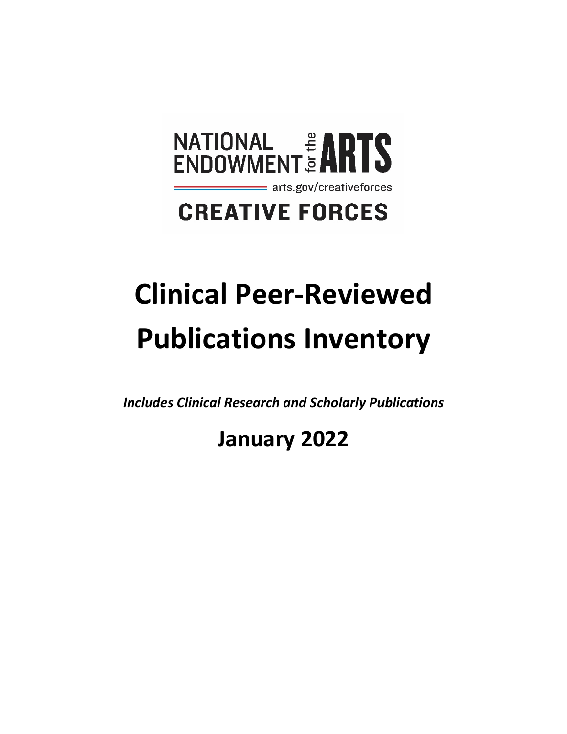NATIONAL ENDOWMENT for the ARTS

arts.gov/creativeforces

CREATIVE FORCES

# Clinical Peer-Reviewed Publications Inventory

***Includes Clinical Research and Scholarly Publications***

## January 2022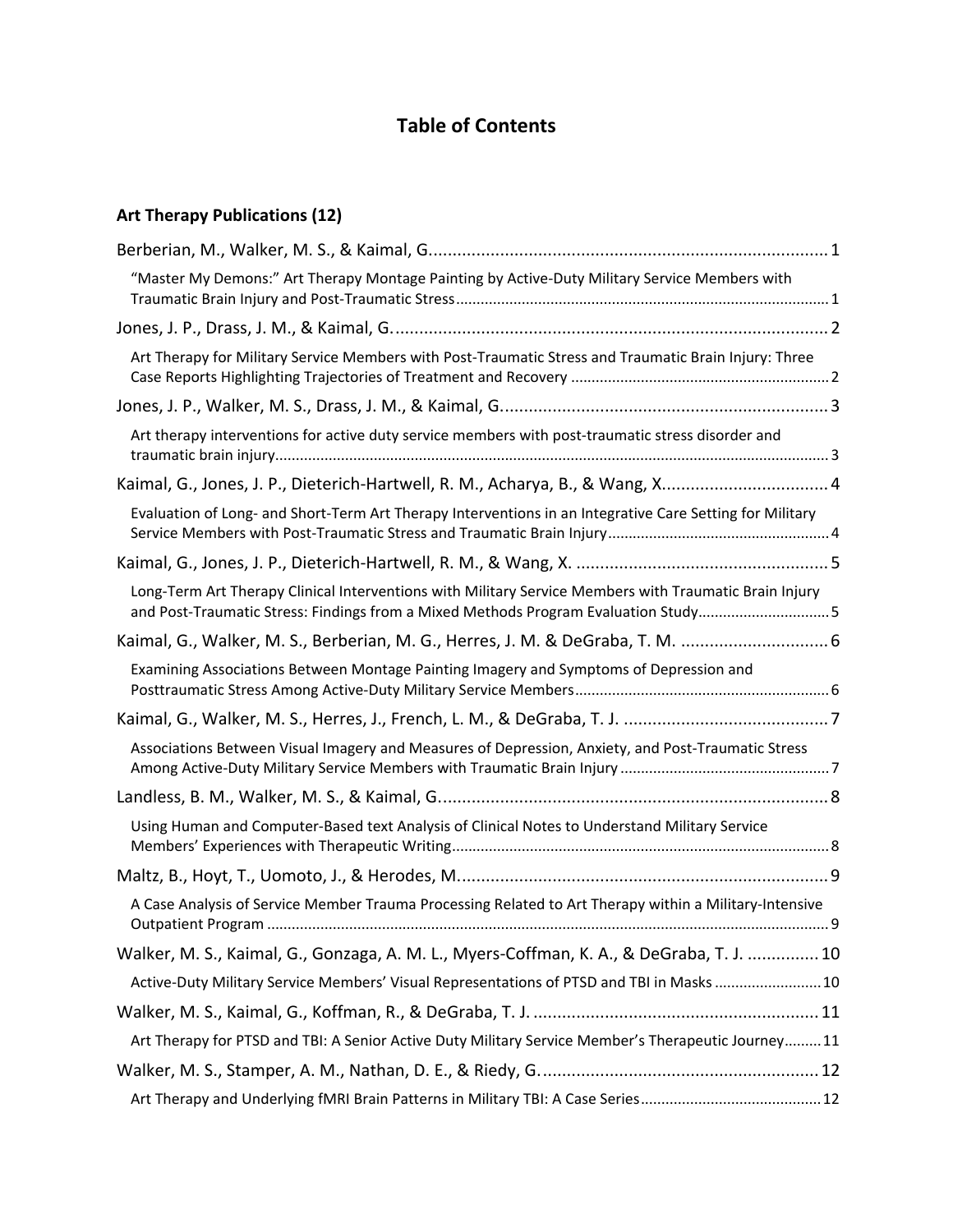# Table of Contents

## Art Therapy Publications (12)

Berberian, M., Walker, M. S., & Kaimal, G. .................... 1

- "Master My Demons:" Art Therapy Montage Painting by Active-Duty Military Service Members with Traumatic Brain Injury and Post-Traumatic Stress .................... 1

Jones, J. P., Drass, J. M., & Kaimal, G. .................... 2

- Art Therapy for Military Service Members with Post-Traumatic Stress and Traumatic Brain Injury: Three Case Reports Highlighting Trajectories of Treatment and Recovery .................... 2

Jones, J. P., Walker, M. S., Drass, J. M., & Kaimal, G. .................... 3

- Art therapy interventions for active duty service members with post-traumatic stress disorder and traumatic brain injury .................... 3

Kaimal, G., Jones, J. P., Dieterich-Hartwell, R. M., Acharya, B., & Wang, X. .................... 4

- Evaluation of Long- and Short-Term Art Therapy Interventions in an Integrative Care Setting for Military Service Members with Post-Traumatic Stress and Traumatic Brain Injury .................... 4

Kaimal, G., Jones, J. P., Dieterich-Hartwell, R. M., & Wang, X. .................... 5

- Long-Term Art Therapy Clinical Interventions with Military Service Members with Traumatic Brain Injury and Post-Traumatic Stress: Findings from a Mixed Methods Program Evaluation Study .................... 5

Kaimal, G., Walker, M. S., Berberian, M. G., Herres, J. M. & DeGraba, T. M. .................... 6

- Examining Associations Between Montage Painting Imagery and Symptoms of Depression and Posttraumatic Stress Among Active-Duty Military Service Members .................... 6

Kaimal, G., Walker, M. S., Herres, J., French, L. M., & DeGraba, T. J. .................... 7

- Associations Between Visual Imagery and Measures of Depression, Anxiety, and Post-Traumatic Stress Among Active-Duty Military Service Members with Traumatic Brain Injury .................... 7

Landless, B. M., Walker, M. S., & Kaimal, G. .................... 8

- Using Human and Computer-Based text Analysis of Clinical Notes to Understand Military Service Members' Experiences with Therapeutic Writing .................... 8

Maltz, B., Hoyt, T., Uomoto, J., & Herodes, M. .................... 9

- A Case Analysis of Service Member Trauma Processing Related to Art Therapy within a Military-Intensive Outpatient Program .................... 9

Walker, M. S., Kaimal, G., Gonzaga, A. M. L., Myers-Coffman, K. A., & DeGraba, T. J. .................... 10

- Active-Duty Military Service Members' Visual Representations of PTSD and TBI in Masks .................... 10

Walker, M. S., Kaimal, G., Koffman, R., & DeGraba, T. J. .................... 11

- Art Therapy for PTSD and TBI: A Senior Active Duty Military Service Member's Therapeutic Journey .................... 11

Walker, M. S., Stamper, A. M., Nathan, D. E., & Riedy, G. .................... 12

- Art Therapy and Underlying fMRI Brain Patterns in Military TBI: A Case Series .................... 12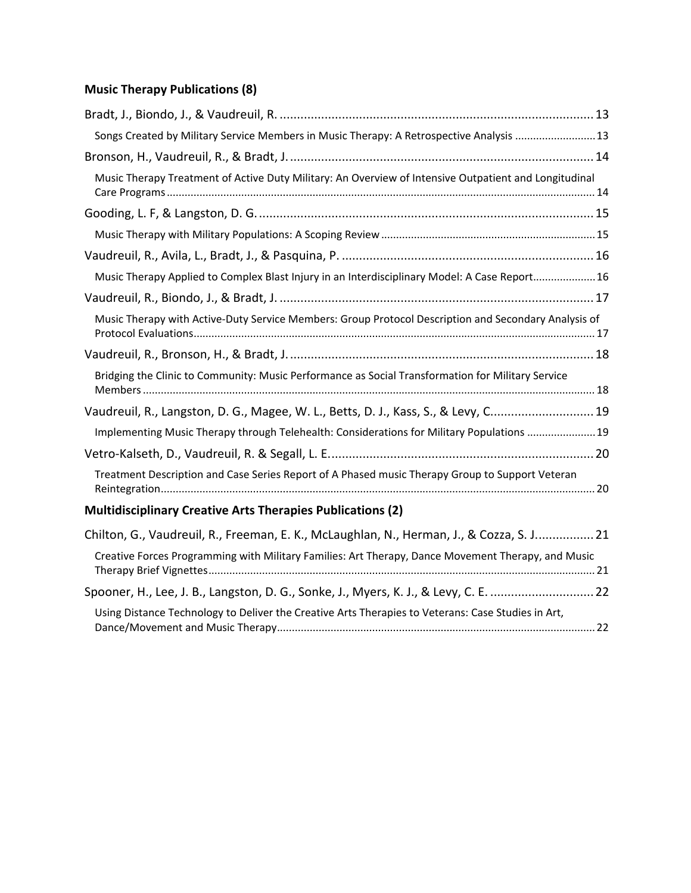**Music Therapy Publications (8)**

Bradt, J., Biondo, J., & Vaudreuil, R. ........................................................................................ 13

Songs Created by Military Service Members in Music Therapy: A Retrospective Analysis ........................... 13

Bronson, H., Vaudreuil, R., & Bradt, J. ....................................................................................... 14

Music Therapy Treatment of Active Duty Military: An Overview of Intensive Outpatient and Longitudinal Care Programs ................................................................................................................................................. 14

Gooding, L. F, & Langston, D. G. ................................................................................................ 15

Music Therapy with Military Populations: A Scoping Review ....................................................................... 15

Vaudreuil, R., Avila, L., Bradt, J., & Pasquina, P. ........................................................................ 16

Music Therapy Applied to Complex Blast Injury in an Interdisciplinary Model: A Case Report..................... 16

Vaudreuil, R., Biondo, J., & Bradt, J. ........................................................................................... 17

Music Therapy with Active-Duty Service Members: Group Protocol Description and Secondary Analysis of Protocol Evaluations..................................................................................................................................... 17

Vaudreuil, R., Bronson, H., & Bradt, J. ....................................................................................... 18

Bridging the Clinic to Community: Music Performance as Social Transformation for Military Service Members ...................................................................................................................................................... 18

Vaudreuil, R., Langston, D. G., Magee, W. L., Betts, D. J., Kass, S., & Levy, C. ............................. 19

Implementing Music Therapy through Telehealth: Considerations for Military Populations ....................... 19

Vetro-Kalseth, D., Vaudreuil, R. & Segall, L. E. ............................................................................ 20

Treatment Description and Case Series Report of A Phased music Therapy Group to Support Veteran Reintegration ................................................................................................................................................ 20

**Multidisciplinary Creative Arts Therapies Publications (2)**

Chilton, G., Vaudreuil, R., Freeman, E. K., McLaughlan, N., Herman, J., & Cozza, S. J. ................ 21

Creative Forces Programming with Military Families: Art Therapy, Dance Movement Therapy, and Music Therapy Brief Vignettes ................................................................................................................................. 21

Spooner, H., Lee, J. B., Langston, D. G., Sonke, J., Myers, K. J., & Levy, C. E. .............................. 22

Using Distance Technology to Deliver the Creative Arts Therapies to Veterans: Case Studies in Art, Dance/Movement and Music Therapy.......................................................................................................... 22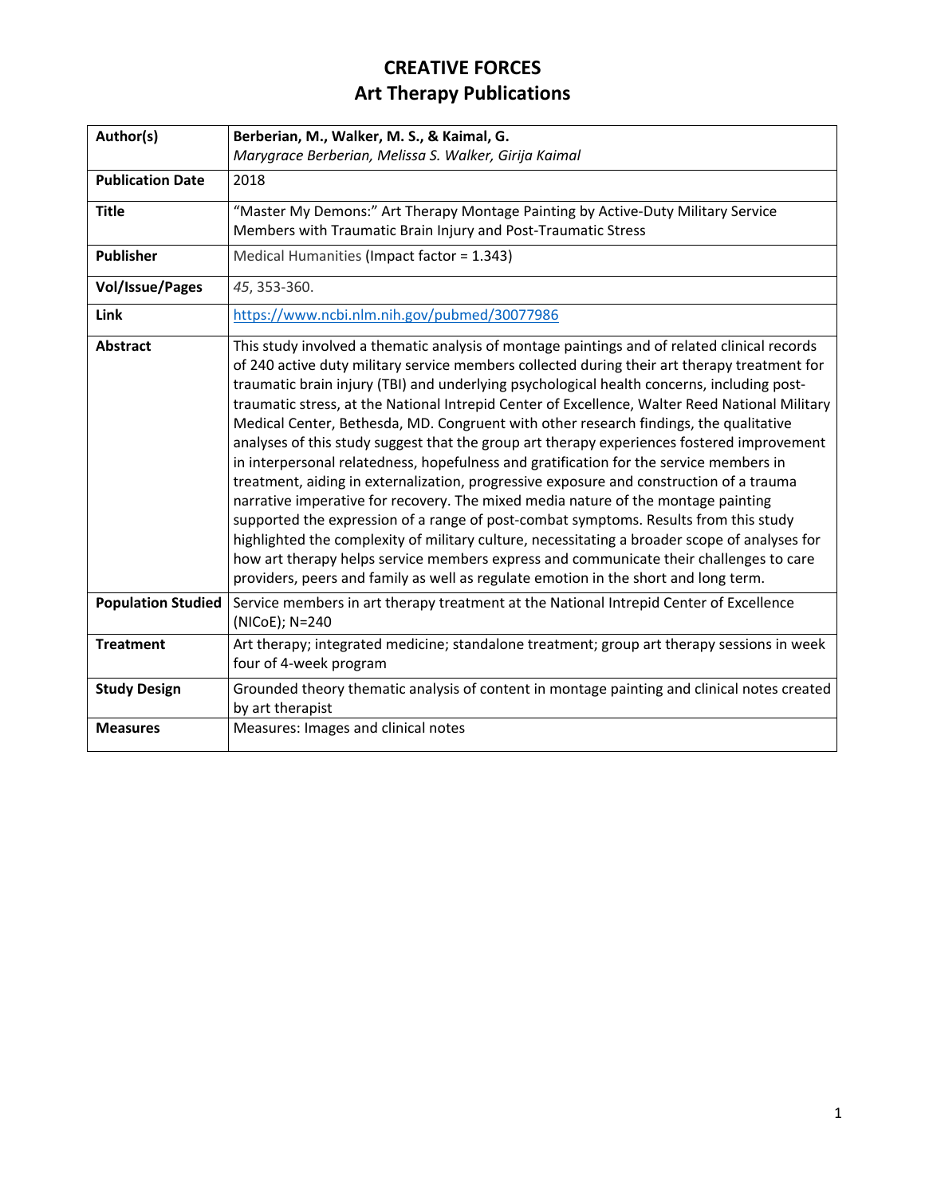# CREATIVE FORCES
## Art Therapy Publications

| Author(s) | **Berberian, M., Walker, M. S., & Kaimal, G.** *Marygrace Berberian, Melissa S. Walker, Girija Kaimal* |
|---|---|
| **Publication Date** | 2018 |
| **Title** | "Master My Demons:" Art Therapy Montage Painting by Active-Duty Military Service Members with Traumatic Brain Injury and Post-Traumatic Stress |
| **Publisher** | Medical Humanities (Impact factor = 1.343) |
| **Vol/Issue/Pages** | *45*, 353-360. |
| **Link** | https://www.ncbi.nlm.nih.gov/pubmed/30077986 |
| **Abstract** | This study involved a thematic analysis of montage paintings and of related clinical records of 240 active duty military service members collected during their art therapy treatment for traumatic brain injury (TBI) and underlying psychological health concerns, including post-traumatic stress, at the National Intrepid Center of Excellence, Walter Reed National Military Medical Center, Bethesda, MD. Congruent with other research findings, the qualitative analyses of this study suggest that the group art therapy experiences fostered improvement in interpersonal relatedness, hopefulness and gratification for the service members in treatment, aiding in externalization, progressive exposure and construction of a trauma narrative imperative for recovery. The mixed media nature of the montage painting supported the expression of a range of post-combat symptoms. Results from this study highlighted the complexity of military culture, necessitating a broader scope of analyses for how art therapy helps service members express and communicate their challenges to care providers, peers and family as well as regulate emotion in the short and long term. |
| **Population Studied** | Service members in art therapy treatment at the National Intrepid Center of Excellence (NICoE); N=240 |
| **Treatment** | Art therapy; integrated medicine; standalone treatment; group art therapy sessions in week four of 4-week program |
| **Study Design** | Grounded theory thematic analysis of content in montage painting and clinical notes created by art therapist |
| **Measures** | Measures: Images and clinical notes |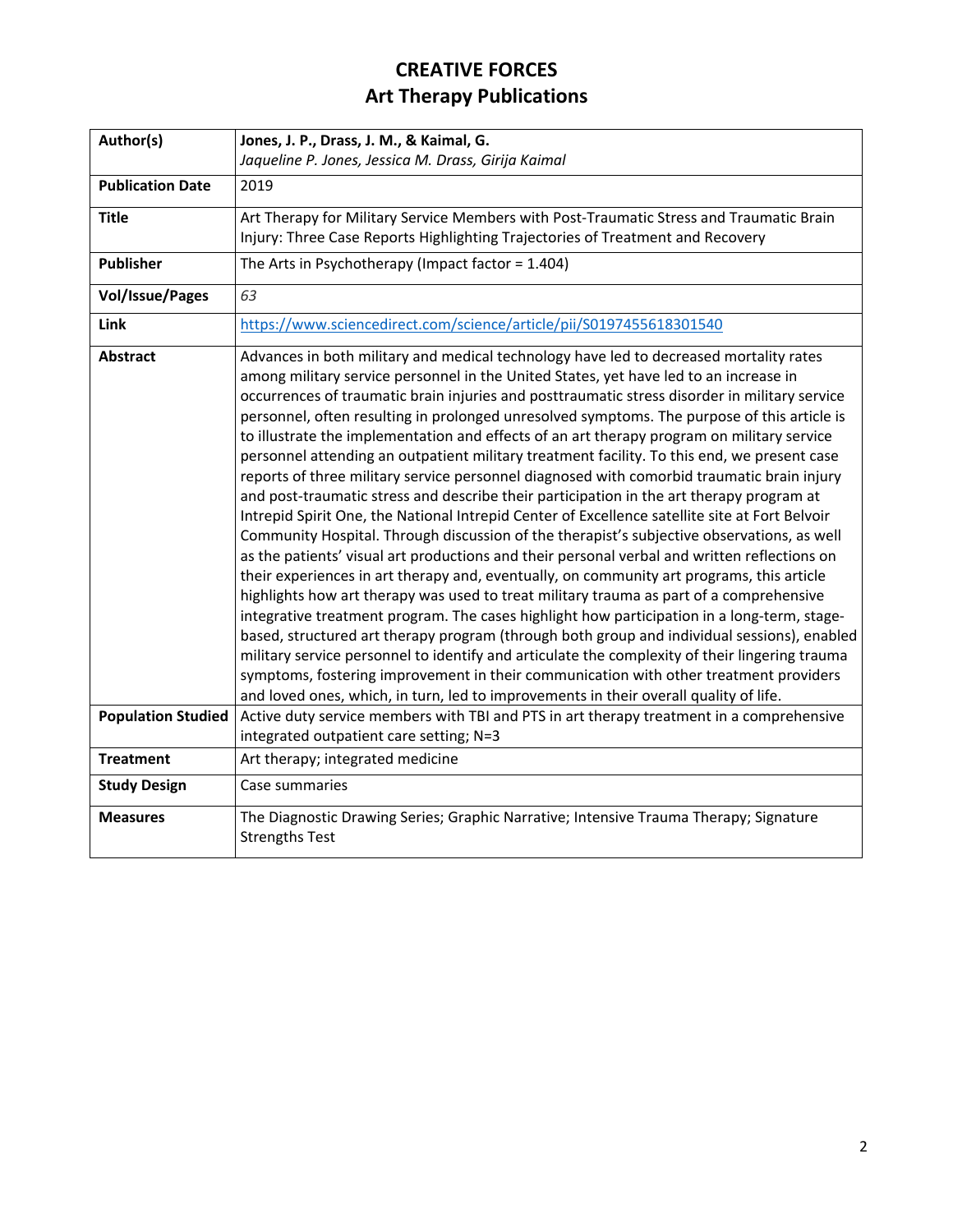# CREATIVE FORCES
## Art Therapy Publications

| | |
|---|---|
| **Author(s)** | **Jones, J. P., Drass, J. M., & Kaimal, G.**<br>*Jaqueline P. Jones, Jessica M. Drass, Girija Kaimal* |
| **Publication Date** | 2019 |
| **Title** | Art Therapy for Military Service Members with Post-Traumatic Stress and Traumatic Brain Injury: Three Case Reports Highlighting Trajectories of Treatment and Recovery |
| **Publisher** | The Arts in Psychotherapy (Impact factor = 1.404) |
| **Vol/Issue/Pages** | *63* |
| **Link** | https://www.sciencedirect.com/science/article/pii/S0197455618301540 |
| **Abstract** | Advances in both military and medical technology have led to decreased mortality rates among military service personnel in the United States, yet have led to an increase in occurrences of traumatic brain injuries and posttraumatic stress disorder in military service personnel, often resulting in prolonged unresolved symptoms. The purpose of this article is to illustrate the implementation and effects of an art therapy program on military service personnel attending an outpatient military treatment facility. To this end, we present case reports of three military service personnel diagnosed with comorbid traumatic brain injury and post-traumatic stress and describe their participation in the art therapy program at Intrepid Spirit One, the National Intrepid Center of Excellence satellite site at Fort Belvoir Community Hospital. Through discussion of the therapist's subjective observations, as well as the patients' visual art productions and their personal verbal and written reflections on their experiences in art therapy and, eventually, on community art programs, this article highlights how art therapy was used to treat military trauma as part of a comprehensive integrative treatment program. The cases highlight how participation in a long-term, stage-based, structured art therapy program (through both group and individual sessions), enabled military service personnel to identify and articulate the complexity of their lingering trauma symptoms, fostering improvement in their communication with other treatment providers and loved ones, which, in turn, led to improvements in their overall quality of life. |
| **Population Studied** | Active duty service members with TBI and PTS in art therapy treatment in a comprehensive integrated outpatient care setting; N=3 |
| **Treatment** | Art therapy; integrated medicine |
| **Study Design** | Case summaries |
| **Measures** | The Diagnostic Drawing Series; Graphic Narrative; Intensive Trauma Therapy; Signature Strengths Test |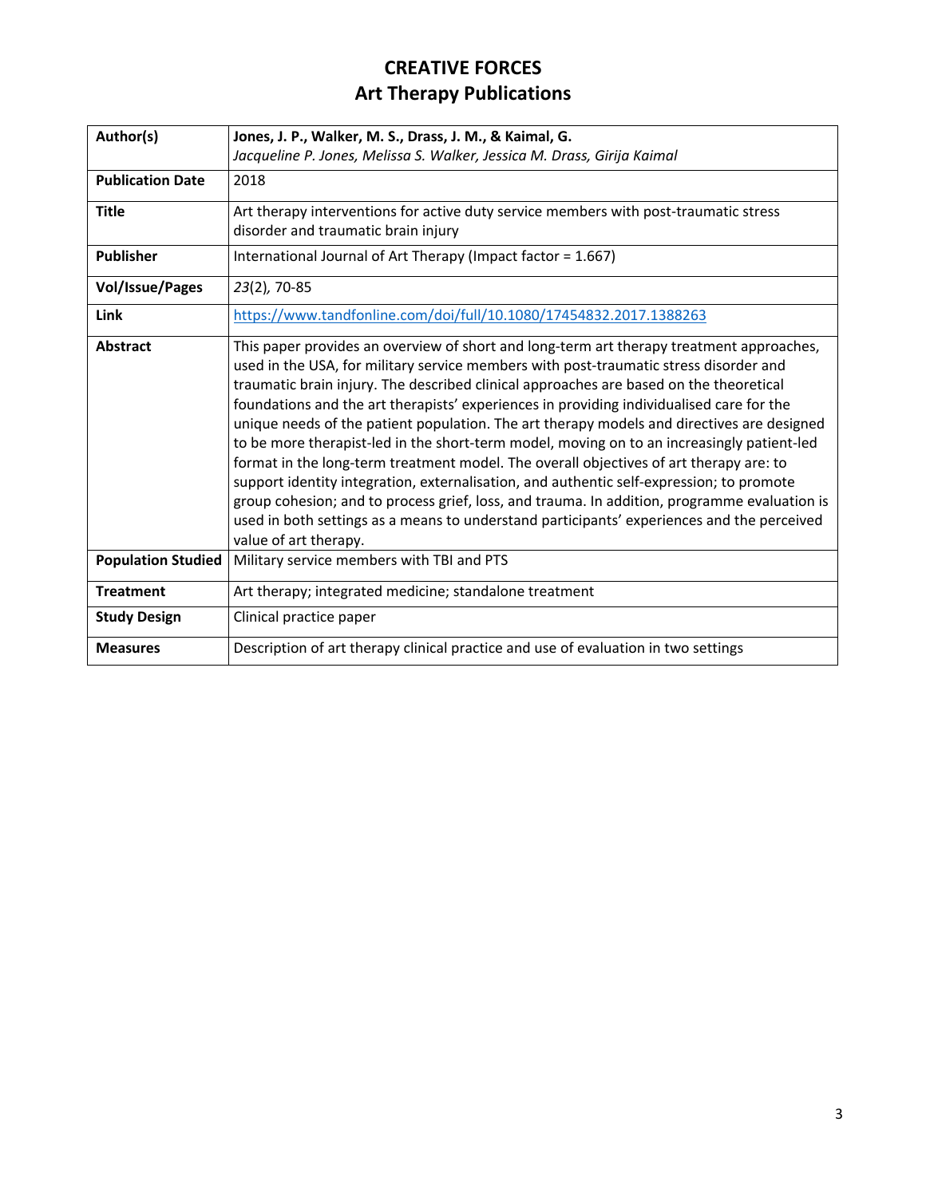# CREATIVE FORCES
## Art Therapy Publications

| Author(s) | **Jones, J. P., Walker, M. S., Drass, J. M., & Kaimal, G.**<br>*Jacqueline P. Jones, Melissa S. Walker, Jessica M. Drass, Girija Kaimal* |
|---|---|
| **Publication Date** | 2018 |
| **Title** | Art therapy interventions for active duty service members with post-traumatic stress disorder and traumatic brain injury |
| **Publisher** | International Journal of Art Therapy (Impact factor = 1.667) |
| **Vol/Issue/Pages** | *23*(2), 70-85 |
| **Link** | https://www.tandfonline.com/doi/full/10.1080/17454832.2017.1388263 |
| **Abstract** | This paper provides an overview of short and long-term art therapy treatment approaches, used in the USA, for military service members with post-traumatic stress disorder and traumatic brain injury. The described clinical approaches are based on the theoretical foundations and the art therapists' experiences in providing individualised care for the unique needs of the patient population. The art therapy models and directives are designed to be more therapist-led in the short-term model, moving on to an increasingly patient-led format in the long-term treatment model. The overall objectives of art therapy are: to support identity integration, externalisation, and authentic self-expression; to promote group cohesion; and to process grief, loss, and trauma. In addition, programme evaluation is used in both settings as a means to understand participants' experiences and the perceived value of art therapy. |
| **Population Studied** | Military service members with TBI and PTS |
| **Treatment** | Art therapy; integrated medicine; standalone treatment |
| **Study Design** | Clinical practice paper |
| **Measures** | Description of art therapy clinical practice and use of evaluation in two settings |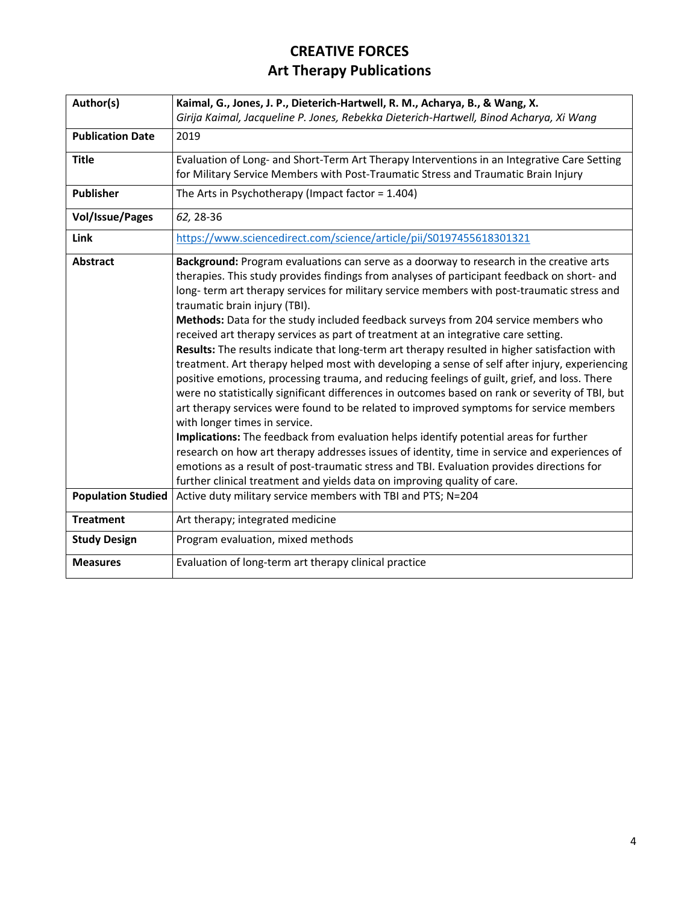# CREATIVE FORCES
# Art Therapy Publications

| Author(s) | **Kaimal, G., Jones, J. P., Dieterich-Hartwell, R. M., Acharya, B., & Wang, X.**<br>*Girija Kaimal, Jacqueline P. Jones, Rebekka Dieterich-Hartwell, Binod Acharya, Xi Wang* |
|---|---|
| **Publication Date** | 2019 |
| **Title** | Evaluation of Long- and Short-Term Art Therapy Interventions in an Integrative Care Setting for Military Service Members with Post-Traumatic Stress and Traumatic Brain Injury |
| **Publisher** | The Arts in Psychotherapy (Impact factor = 1.404) |
| **Vol/Issue/Pages** | *62,* 28-36 |
| **Link** | https://www.sciencedirect.com/science/article/pii/S0197455618301321 |
| **Abstract** | **Background:** Program evaluations can serve as a doorway to research in the creative arts therapies. This study provides findings from analyses of participant feedback on short- and long- term art therapy services for military service members with post-traumatic stress and traumatic brain injury (TBI).<br>**Methods:** Data for the study included feedback surveys from 204 service members who received art therapy services as part of treatment at an integrative care setting.<br>**Results:** The results indicate that long-term art therapy resulted in higher satisfaction with treatment. Art therapy helped most with developing a sense of self after injury, experiencing positive emotions, processing trauma, and reducing feelings of guilt, grief, and loss. There were no statistically significant differences in outcomes based on rank or severity of TBI, but art therapy services were found to be related to improved symptoms for service members with longer times in service.<br>**Implications:** The feedback from evaluation helps identify potential areas for further research on how art therapy addresses issues of identity, time in service and experiences of emotions as a result of post-traumatic stress and TBI. Evaluation provides directions for further clinical treatment and yields data on improving quality of care. |
| **Population Studied** | Active duty military service members with TBI and PTS; N=204 |
| **Treatment** | Art therapy; integrated medicine |
| **Study Design** | Program evaluation, mixed methods |
| **Measures** | Evaluation of long-term art therapy clinical practice |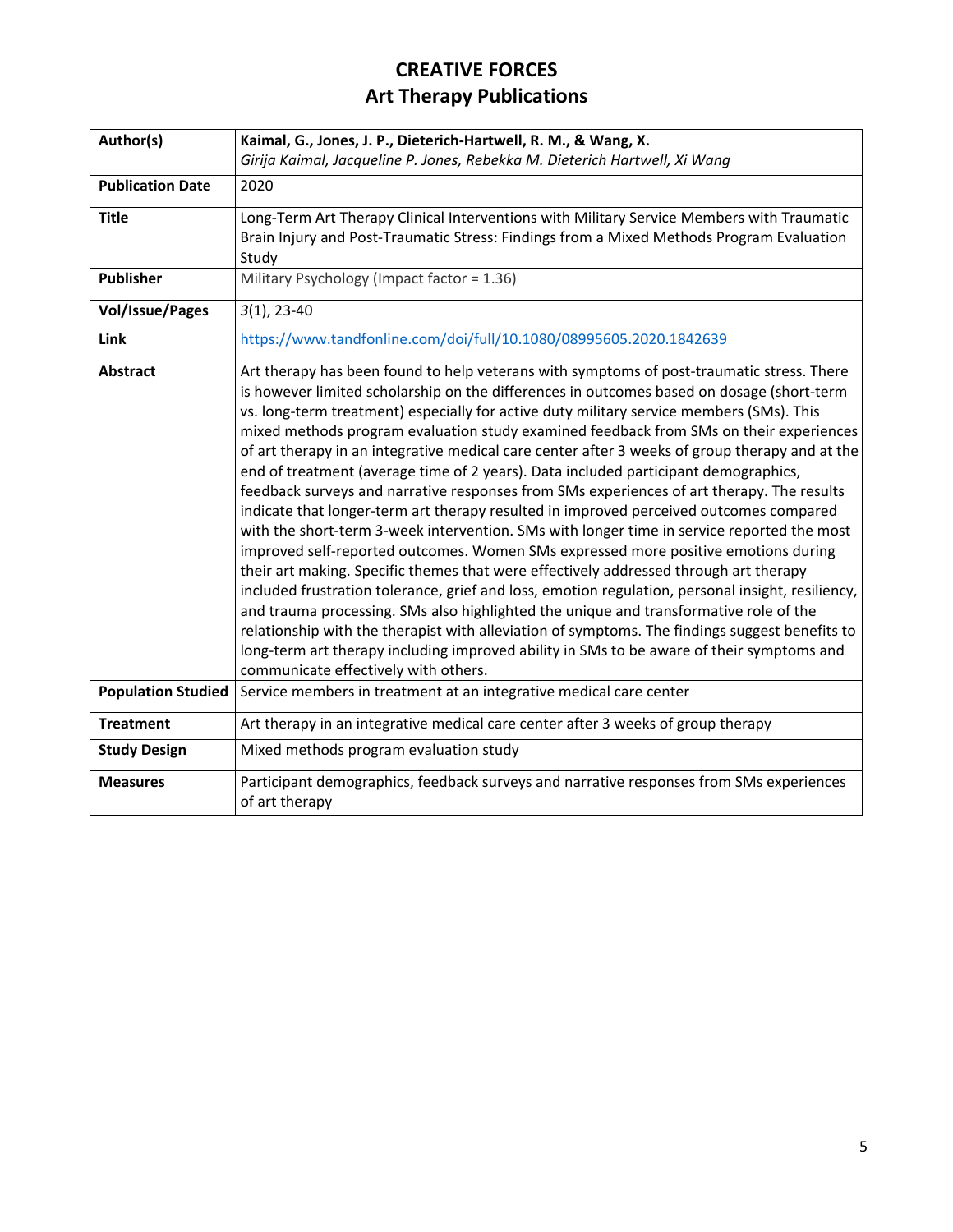# CREATIVE FORCES
## Art Therapy Publications

| Author(s) | **Kaimal, G., Jones, J. P., Dieterich-Hartwell, R. M., & Wang, X.** *Girija Kaimal, Jacqueline P. Jones, Rebekka M. Dieterich Hartwell, Xi Wang* |
|---|---|
| **Publication Date** | 2020 |
| **Title** | Long-Term Art Therapy Clinical Interventions with Military Service Members with Traumatic Brain Injury and Post-Traumatic Stress: Findings from a Mixed Methods Program Evaluation Study |
| **Publisher** | Military Psychology (Impact factor = 1.36) |
| **Vol/Issue/Pages** | *3*(1), 23-40 |
| **Link** | https://www.tandfonline.com/doi/full/10.1080/08995605.2020.1842639 |
| **Abstract** | Art therapy has been found to help veterans with symptoms of post-traumatic stress. There is however limited scholarship on the differences in outcomes based on dosage (short-term vs. long-term treatment) especially for active duty military service members (SMs). This mixed methods program evaluation study examined feedback from SMs on their experiences of art therapy in an integrative medical care center after 3 weeks of group therapy and at the end of treatment (average time of 2 years). Data included participant demographics, feedback surveys and narrative responses from SMs experiences of art therapy. The results indicate that longer-term art therapy resulted in improved perceived outcomes compared with the short-term 3-week intervention. SMs with longer time in service reported the most improved self-reported outcomes. Women SMs expressed more positive emotions during their art making. Specific themes that were effectively addressed through art therapy included frustration tolerance, grief and loss, emotion regulation, personal insight, resiliency, and trauma processing. SMs also highlighted the unique and transformative role of the relationship with the therapist with alleviation of symptoms. The findings suggest benefits to long-term art therapy including improved ability in SMs to be aware of their symptoms and communicate effectively with others. |
| **Population Studied** | Service members in treatment at an integrative medical care center |
| **Treatment** | Art therapy in an integrative medical care center after 3 weeks of group therapy |
| **Study Design** | Mixed methods program evaluation study |
| **Measures** | Participant demographics, feedback surveys and narrative responses from SMs experiences of art therapy |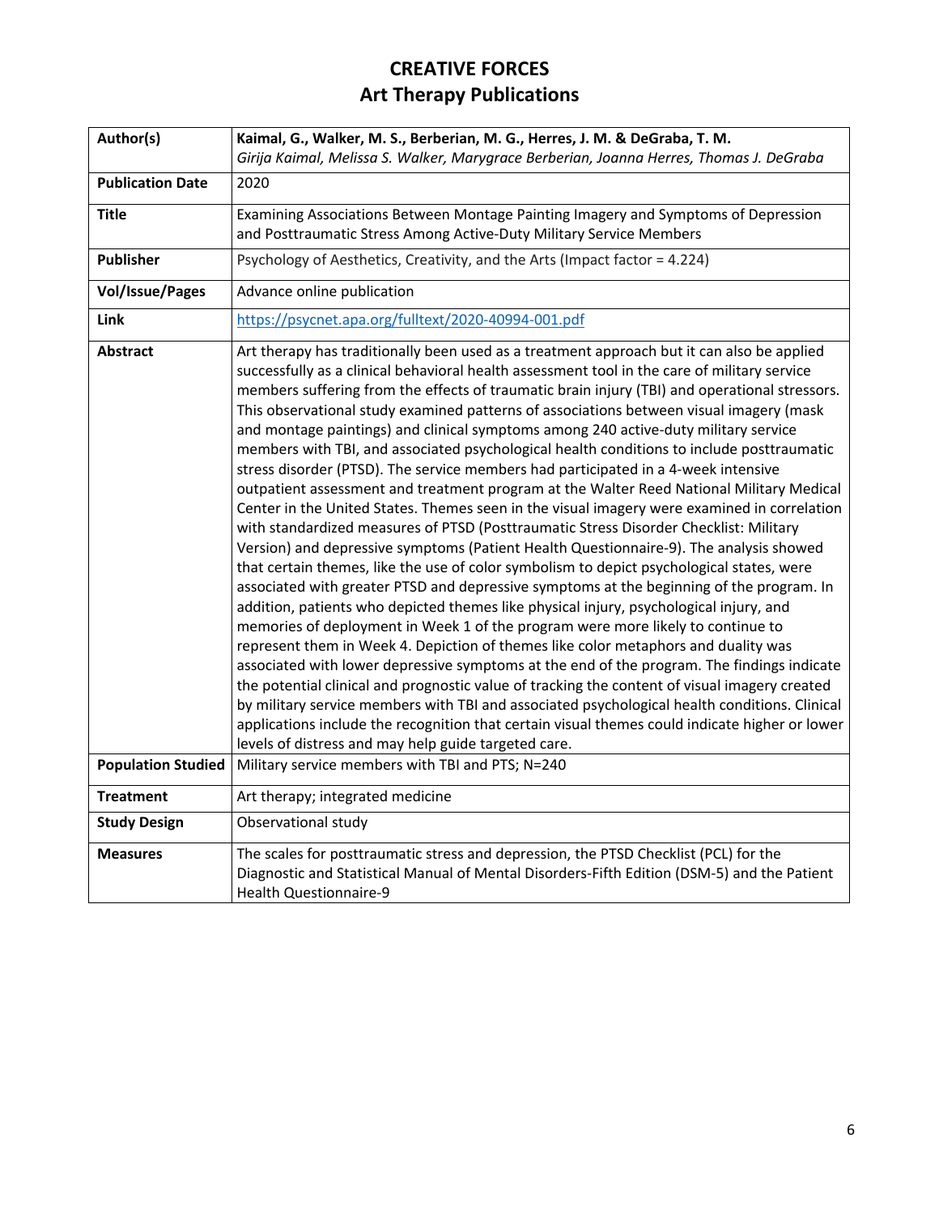# CREATIVE FORCES
## Art Therapy Publications

| Author(s) | **Kaimal, G., Walker, M. S., Berberian, M. G., Herres, J. M. & DeGraba, T. M.**<br>*Girija Kaimal, Melissa S. Walker, Marygrace Berberian, Joanna Herres, Thomas J. DeGraba* |
|---|---|
| **Publication Date** | 2020 |
| **Title** | Examining Associations Between Montage Painting Imagery and Symptoms of Depression and Posttraumatic Stress Among Active-Duty Military Service Members |
| **Publisher** | Psychology of Aesthetics, Creativity, and the Arts (Impact factor = 4.224) |
| **Vol/Issue/Pages** | Advance online publication |
| **Link** | https://psycnet.apa.org/fulltext/2020-40994-001.pdf |
| **Abstract** | Art therapy has traditionally been used as a treatment approach but it can also be applied successfully as a clinical behavioral health assessment tool in the care of military service members suffering from the effects of traumatic brain injury (TBI) and operational stressors. This observational study examined patterns of associations between visual imagery (mask and montage paintings) and clinical symptoms among 240 active-duty military service members with TBI, and associated psychological health conditions to include posttraumatic stress disorder (PTSD). The service members had participated in a 4-week intensive outpatient assessment and treatment program at the Walter Reed National Military Medical Center in the United States. Themes seen in the visual imagery were examined in correlation with standardized measures of PTSD (Posttraumatic Stress Disorder Checklist: Military Version) and depressive symptoms (Patient Health Questionnaire-9). The analysis showed that certain themes, like the use of color symbolism to depict psychological states, were associated with greater PTSD and depressive symptoms at the beginning of the program. In addition, patients who depicted themes like physical injury, psychological injury, and memories of deployment in Week 1 of the program were more likely to continue to represent them in Week 4. Depiction of themes like color metaphors and duality was associated with lower depressive symptoms at the end of the program. The findings indicate the potential clinical and prognostic value of tracking the content of visual imagery created by military service members with TBI and associated psychological health conditions. Clinical applications include the recognition that certain visual themes could indicate higher or lower levels of distress and may help guide targeted care. |
| **Population Studied** | Military service members with TBI and PTS; N=240 |
| **Treatment** | Art therapy; integrated medicine |
| **Study Design** | Observational study |
| **Measures** | The scales for posttraumatic stress and depression, the PTSD Checklist (PCL) for the Diagnostic and Statistical Manual of Mental Disorders-Fifth Edition (DSM-5) and the Patient Health Questionnaire-9 |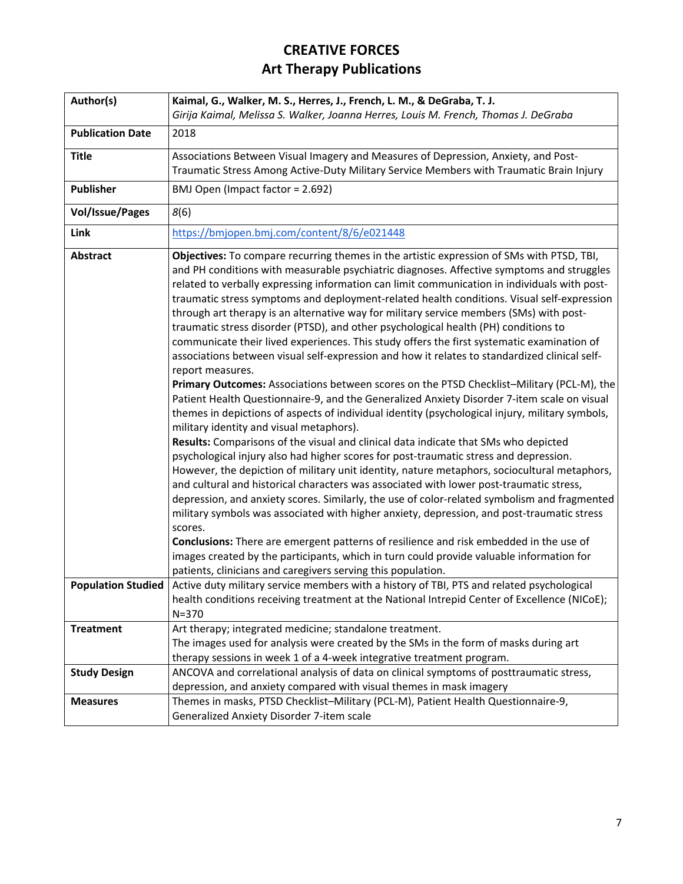# CREATIVE FORCES
## Art Therapy Publications

| | |
|---|---|
| **Author(s)** | **Kaimal, G., Walker, M. S., Herres, J., French, L. M., & DeGraba, T. J.**<br>*Girija Kaimal, Melissa S. Walker, Joanna Herres, Louis M. French, Thomas J. DeGraba* |
| **Publication Date** | 2018 |
| **Title** | Associations Between Visual Imagery and Measures of Depression, Anxiety, and Post-Traumatic Stress Among Active-Duty Military Service Members with Traumatic Brain Injury |
| **Publisher** | BMJ Open (Impact factor = 2.692) |
| **Vol/Issue/Pages** | *8*(6) |
| **Link** | https://bmjopen.bmj.com/content/8/6/e021448 |
| **Abstract** | **Objectives:** To compare recurring themes in the artistic expression of SMs with PTSD, TBI, and PH conditions with measurable psychiatric diagnoses. Affective symptoms and struggles related to verbally expressing information can limit communication in individuals with post-traumatic stress symptoms and deployment-related health conditions. Visual self-expression through art therapy is an alternative way for military service members (SMs) with post-traumatic stress disorder (PTSD), and other psychological health (PH) conditions to communicate their lived experiences. This study offers the first systematic examination of associations between visual self-expression and how it relates to standardized clinical self-report measures.<br>**Primary Outcomes:** Associations between scores on the PTSD Checklist–Military (PCL-M), the Patient Health Questionnaire-9, and the Generalized Anxiety Disorder 7-item scale on visual themes in depictions of aspects of individual identity (psychological injury, military symbols, military identity and visual metaphors).<br>**Results:** Comparisons of the visual and clinical data indicate that SMs who depicted psychological injury also had higher scores for post-traumatic stress and depression. However, the depiction of military unit identity, nature metaphors, sociocultural metaphors, and cultural and historical characters was associated with lower post-traumatic stress, depression, and anxiety scores. Similarly, the use of color-related symbolism and fragmented military symbols was associated with higher anxiety, depression, and post-traumatic stress scores.<br>**Conclusions:** There are emergent patterns of resilience and risk embedded in the use of images created by the participants, which in turn could provide valuable information for patients, clinicians and caregivers serving this population. |
| **Population Studied** | Active duty military service members with a history of TBI, PTS and related psychological health conditions receiving treatment at the National Intrepid Center of Excellence (NICoE); N=370 |
| **Treatment** | Art therapy; integrated medicine; standalone treatment.<br>The images used for analysis were created by the SMs in the form of masks during art therapy sessions in week 1 of a 4-week integrative treatment program. |
| **Study Design** | ANCOVA and correlational analysis of data on clinical symptoms of posttraumatic stress, depression, and anxiety compared with visual themes in mask imagery |
| **Measures** | Themes in masks, PTSD Checklist–Military (PCL-M), Patient Health Questionnaire-9, Generalized Anxiety Disorder 7-item scale |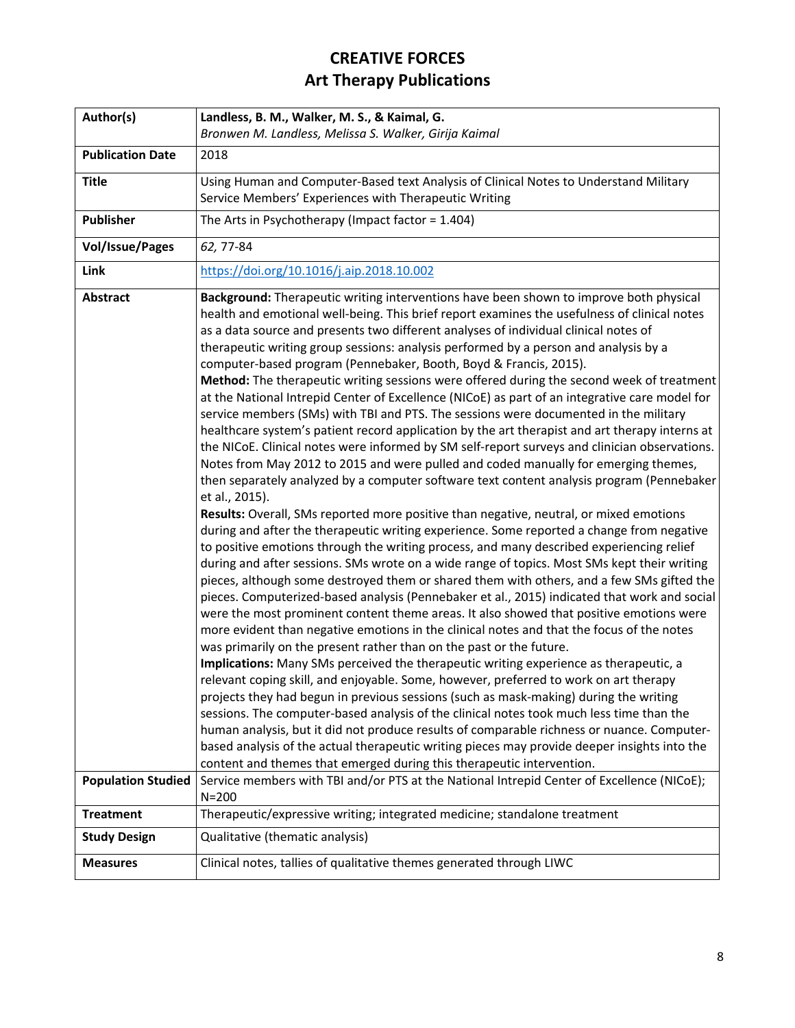# CREATIVE FORCES
## Art Therapy Publications

| Author(s) | **Landless, B. M., Walker, M. S., & Kaimal, G.**<br>*Bronwen M. Landless, Melissa S. Walker, Girija Kaimal* |
|---|---|
| **Publication Date** | 2018 |
| **Title** | Using Human and Computer-Based text Analysis of Clinical Notes to Understand Military Service Members' Experiences with Therapeutic Writing |
| **Publisher** | The Arts in Psychotherapy (Impact factor = 1.404) |
| **Vol/Issue/Pages** | *62,* 77-84 |
| **Link** | https://doi.org/10.1016/j.aip.2018.10.002 |
| **Abstract** | **Background:** Therapeutic writing interventions have been shown to improve both physical health and emotional well-being. This brief report examines the usefulness of clinical notes as a data source and presents two different analyses of individual clinical notes of therapeutic writing group sessions: analysis performed by a person and analysis by a computer-based program (Pennebaker, Booth, Boyd & Francis, 2015).<br>**Method:** The therapeutic writing sessions were offered during the second week of treatment at the National Intrepid Center of Excellence (NICoE) as part of an integrative care model for service members (SMs) with TBI and PTS. The sessions were documented in the military healthcare system's patient record application by the art therapist and art therapy interns at the NICoE. Clinical notes were informed by SM self-report surveys and clinician observations. Notes from May 2012 to 2015 and were pulled and coded manually for emerging themes, then separately analyzed by a computer software text content analysis program (Pennebaker et al., 2015).<br>**Results:** Overall, SMs reported more positive than negative, neutral, or mixed emotions during and after the therapeutic writing experience. Some reported a change from negative to positive emotions through the writing process, and many described experiencing relief during and after sessions. SMs wrote on a wide range of topics. Most SMs kept their writing pieces, although some destroyed them or shared them with others, and a few SMs gifted the pieces. Computerized-based analysis (Pennebaker et al., 2015) indicated that work and social were the most prominent content theme areas. It also showed that positive emotions were more evident than negative emotions in the clinical notes and that the focus of the notes was primarily on the present rather than on the past or the future.<br>**Implications:** Many SMs perceived the therapeutic writing experience as therapeutic, a relevant coping skill, and enjoyable. Some, however, preferred to work on art therapy projects they had begun in previous sessions (such as mask-making) during the writing sessions. The computer-based analysis of the clinical notes took much less time than the human analysis, but it did not produce results of comparable richness or nuance. Computer-based analysis of the actual therapeutic writing pieces may provide deeper insights into the content and themes that emerged during this therapeutic intervention. |
| **Population Studied** | Service members with TBI and/or PTS at the National Intrepid Center of Excellence (NICoE); N=200 |
| **Treatment** | Therapeutic/expressive writing; integrated medicine; standalone treatment |
| **Study Design** | Qualitative (thematic analysis) |
| **Measures** | Clinical notes, tallies of qualitative themes generated through LIWC |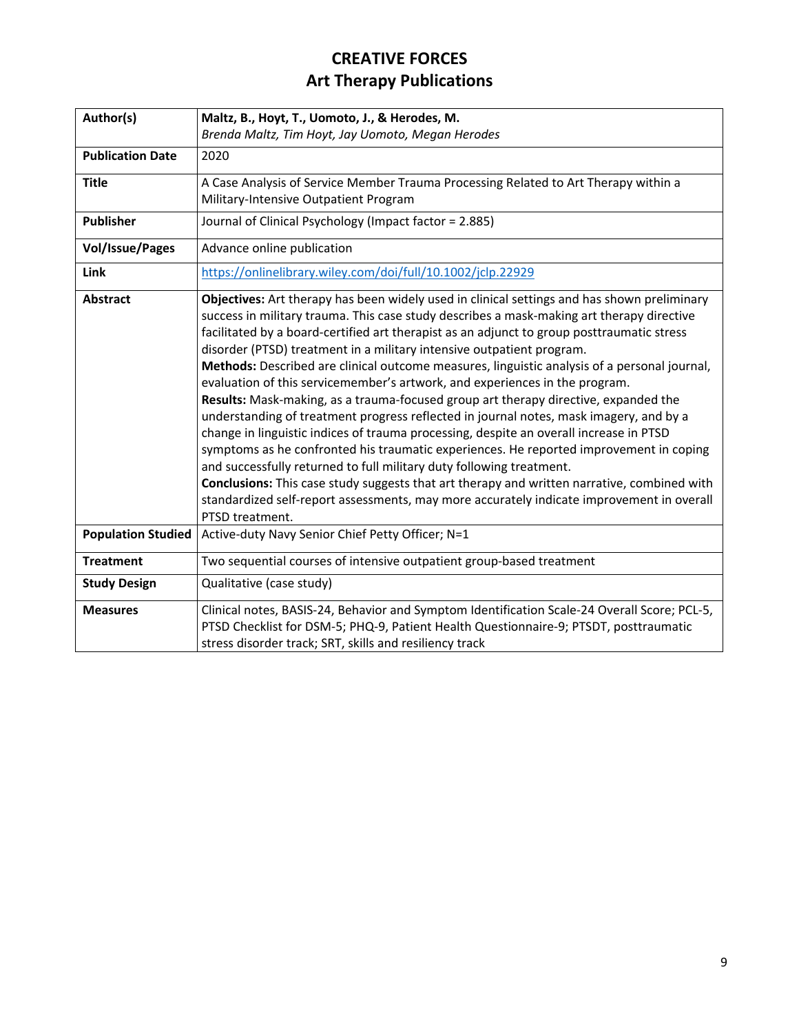# CREATIVE FORCES
## Art Therapy Publications

| Author(s) | **Maltz, B., Hoyt, T., Uomoto, J., & Herodes, M.**<br>*Brenda Maltz, Tim Hoyt, Jay Uomoto, Megan Herodes* |
|---|---|
| **Publication Date** | 2020 |
| **Title** | A Case Analysis of Service Member Trauma Processing Related to Art Therapy within a Military-Intensive Outpatient Program |
| **Publisher** | Journal of Clinical Psychology (Impact factor = 2.885) |
| **Vol/Issue/Pages** | Advance online publication |
| **Link** | https://onlinelibrary.wiley.com/doi/full/10.1002/jclp.22929 |
| **Abstract** | **Objectives:** Art therapy has been widely used in clinical settings and has shown preliminary success in military trauma. This case study describes a mask-making art therapy directive facilitated by a board-certified art therapist as an adjunct to group posttraumatic stress disorder (PTSD) treatment in a military intensive outpatient program.<br>**Methods:** Described are clinical outcome measures, linguistic analysis of a personal journal, evaluation of this servicemember's artwork, and experiences in the program.<br>**Results:** Mask-making, as a trauma-focused group art therapy directive, expanded the understanding of treatment progress reflected in journal notes, mask imagery, and by a change in linguistic indices of trauma processing, despite an overall increase in PTSD symptoms as he confronted his traumatic experiences. He reported improvement in coping and successfully returned to full military duty following treatment.<br>**Conclusions:** This case study suggests that art therapy and written narrative, combined with standardized self-report assessments, may more accurately indicate improvement in overall PTSD treatment. |
| **Population Studied** | Active-duty Navy Senior Chief Petty Officer; N=1 |
| **Treatment** | Two sequential courses of intensive outpatient group-based treatment |
| **Study Design** | Qualitative (case study) |
| **Measures** | Clinical notes, BASIS-24, Behavior and Symptom Identification Scale-24 Overall Score; PCL-5, PTSD Checklist for DSM-5; PHQ-9, Patient Health Questionnaire-9; PTSDT, posttraumatic stress disorder track; SRT, skills and resiliency track |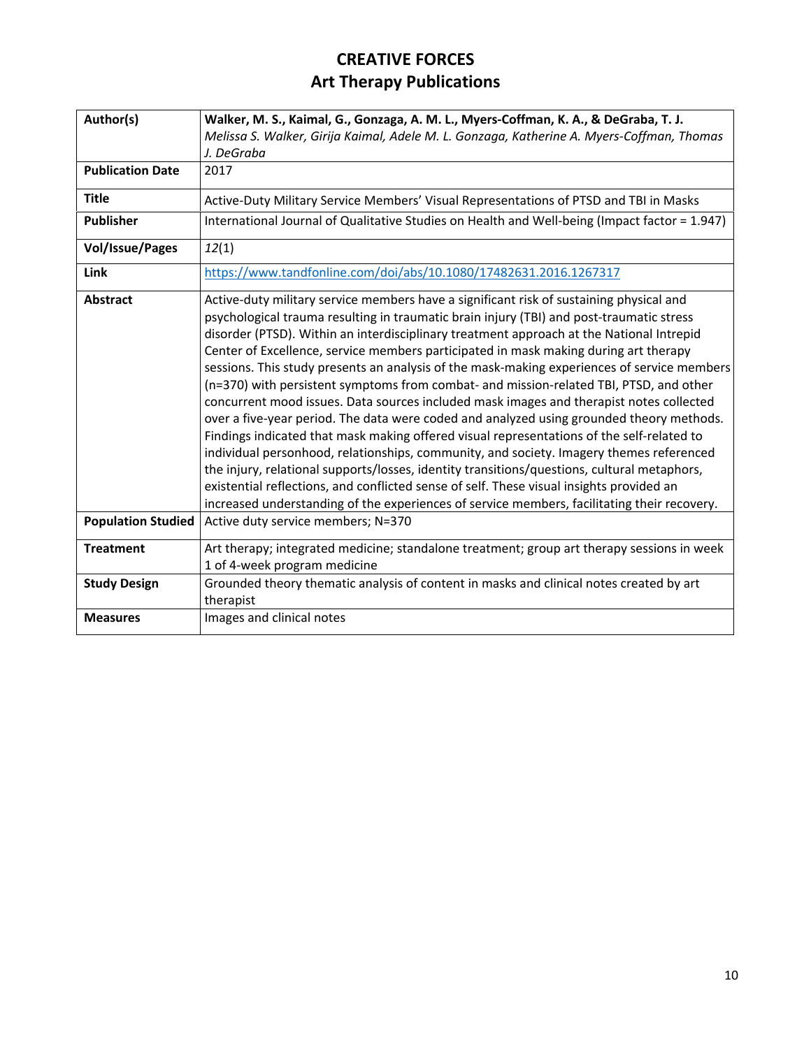# CREATIVE FORCES
## Art Therapy Publications

| Author(s) | **Walker, M. S., Kaimal, G., Gonzaga, A. M. L., Myers-Coffman, K. A., & DeGraba, T. J.** *Melissa S. Walker, Girija Kaimal, Adele M. L. Gonzaga, Katherine A. Myers-Coffman, Thomas J. DeGraba* |
|---|---|
| **Publication Date** | 2017 |
| **Title** | Active-Duty Military Service Members' Visual Representations of PTSD and TBI in Masks |
| **Publisher** | International Journal of Qualitative Studies on Health and Well-being (Impact factor = 1.947) |
| **Vol/Issue/Pages** | *12*(1) |
| **Link** | https://www.tandfonline.com/doi/abs/10.1080/17482631.2016.1267317 |
| **Abstract** | Active-duty military service members have a significant risk of sustaining physical and psychological trauma resulting in traumatic brain injury (TBI) and post-traumatic stress disorder (PTSD). Within an interdisciplinary treatment approach at the National Intrepid Center of Excellence, service members participated in mask making during art therapy sessions. This study presents an analysis of the mask-making experiences of service members (n=370) with persistent symptoms from combat- and mission-related TBI, PTSD, and other concurrent mood issues. Data sources included mask images and therapist notes collected over a five-year period. The data were coded and analyzed using grounded theory methods. Findings indicated that mask making offered visual representations of the self-related to individual personhood, relationships, community, and society. Imagery themes referenced the injury, relational supports/losses, identity transitions/questions, cultural metaphors, existential reflections, and conflicted sense of self. These visual insights provided an increased understanding of the experiences of service members, facilitating their recovery. |
| **Population Studied** | Active duty service members; N=370 |
| **Treatment** | Art therapy; integrated medicine; standalone treatment; group art therapy sessions in week 1 of 4-week program medicine |
| **Study Design** | Grounded theory thematic analysis of content in masks and clinical notes created by art therapist |
| **Measures** | Images and clinical notes |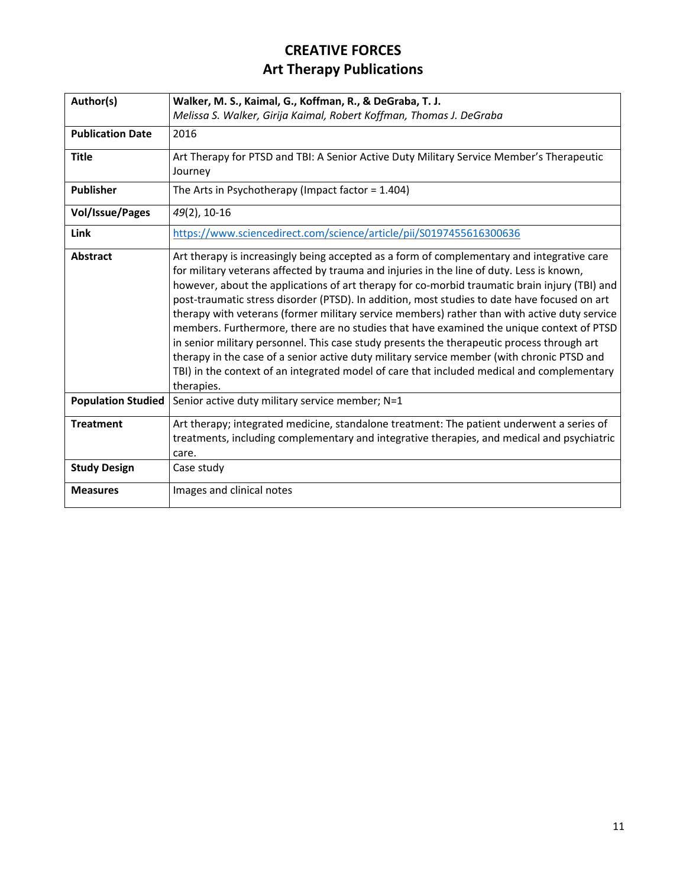# CREATIVE FORCES
## Art Therapy Publications

| Author(s) | **Walker, M. S., Kaimal, G., Koffman, R., & DeGraba, T. J.**<br>*Melissa S. Walker, Girija Kaimal, Robert Koffman, Thomas J. DeGraba* |
|---|---|
| **Publication Date** | 2016 |
| **Title** | Art Therapy for PTSD and TBI: A Senior Active Duty Military Service Member's Therapeutic Journey |
| **Publisher** | The Arts in Psychotherapy (Impact factor = 1.404) |
| **Vol/Issue/Pages** | *49*(2), 10-16 |
| **Link** | https://www.sciencedirect.com/science/article/pii/S0197455616300636 |
| **Abstract** | Art therapy is increasingly being accepted as a form of complementary and integrative care for military veterans affected by trauma and injuries in the line of duty. Less is known, however, about the applications of art therapy for co-morbid traumatic brain injury (TBI) and post-traumatic stress disorder (PTSD). In addition, most studies to date have focused on art therapy with veterans (former military service members) rather than with active duty service members. Furthermore, there are no studies that have examined the unique context of PTSD in senior military personnel. This case study presents the therapeutic process through art therapy in the case of a senior active duty military service member (with chronic PTSD and TBI) in the context of an integrated model of care that included medical and complementary therapies. |
| **Population Studied** | Senior active duty military service member; N=1 |
| **Treatment** | Art therapy; integrated medicine, standalone treatment: The patient underwent a series of treatments, including complementary and integrative therapies, and medical and psychiatric care. |
| **Study Design** | Case study |
| **Measures** | Images and clinical notes |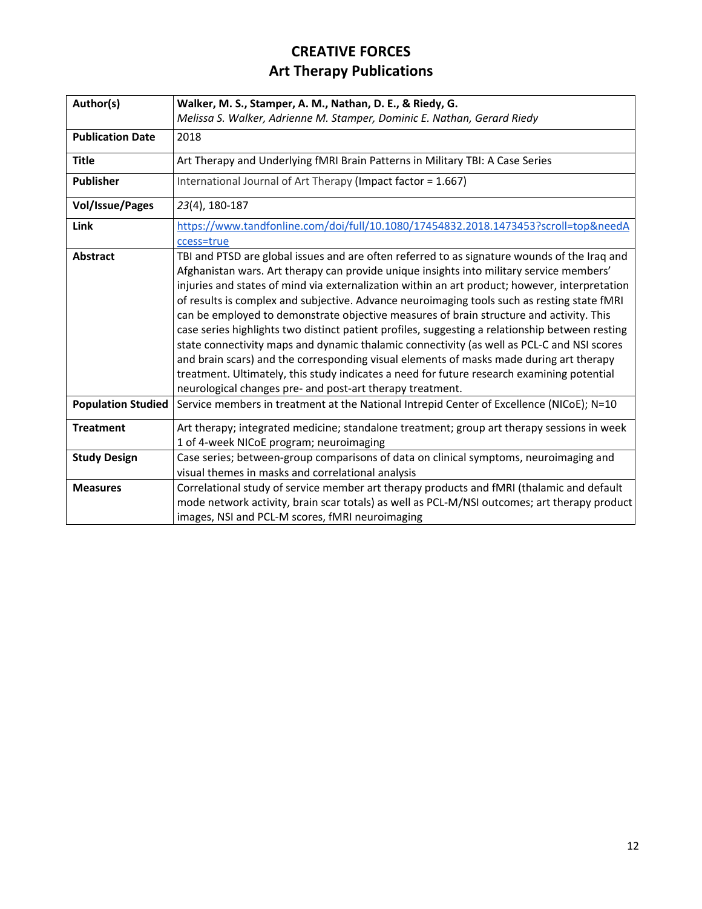# CREATIVE FORCES
# Art Therapy Publications

| Author(s) | **Walker, M. S., Stamper, A. M., Nathan, D. E., & Riedy, G.**<br>*Melissa S. Walker, Adrienne M. Stamper, Dominic E. Nathan, Gerard Riedy* |
|---|---|
| **Publication Date** | 2018 |
| **Title** | Art Therapy and Underlying fMRI Brain Patterns in Military TBI: A Case Series |
| **Publisher** | International Journal of Art Therapy (Impact factor = 1.667) |
| **Vol/Issue/Pages** | *23*(4), 180-187 |
| **Link** | https://www.tandfonline.com/doi/full/10.1080/17454832.2018.1473453?scroll=top&needAccess=true |
| **Abstract** | TBI and PTSD are global issues and are often referred to as signature wounds of the Iraq and Afghanistan wars. Art therapy can provide unique insights into military service members' injuries and states of mind via externalization within an art product; however, interpretation of results is complex and subjective. Advance neuroimaging tools such as resting state fMRI can be employed to demonstrate objective measures of brain structure and activity. This case series highlights two distinct patient profiles, suggesting a relationship between resting state connectivity maps and dynamic thalamic connectivity (as well as PCL-C and NSI scores and brain scars) and the corresponding visual elements of masks made during art therapy treatment. Ultimately, this study indicates a need for future research examining potential neurological changes pre- and post-art therapy treatment. |
| **Population Studied** | Service members in treatment at the National Intrepid Center of Excellence (NICoE); N=10 |
| **Treatment** | Art therapy; integrated medicine; standalone treatment; group art therapy sessions in week 1 of 4-week NICoE program; neuroimaging |
| **Study Design** | Case series; between-group comparisons of data on clinical symptoms, neuroimaging and visual themes in masks and correlational analysis |
| **Measures** | Correlational study of service member art therapy products and fMRI (thalamic and default mode network activity, brain scar totals) as well as PCL-M/NSI outcomes; art therapy product images, NSI and PCL-M scores, fMRI neuroimaging |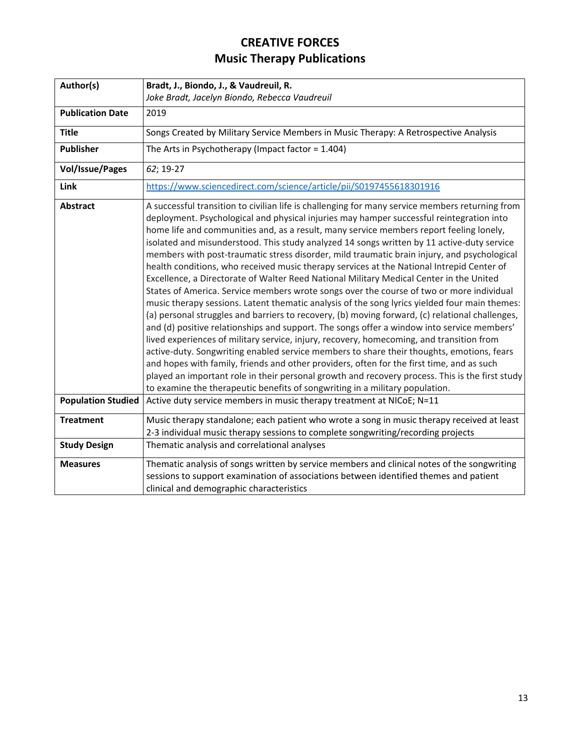# CREATIVE FORCES
## Music Therapy Publications

| Author(s) | **Bradt, J., Biondo, J., & Vaudreuil, R.**<br>*Joke Bradt, Jacelyn Biondo, Rebecca Vaudreuil* |
|---|---|
| **Publication Date** | 2019 |
| **Title** | Songs Created by Military Service Members in Music Therapy: A Retrospective Analysis |
| **Publisher** | The Arts in Psychotherapy (Impact factor = 1.404) |
| **Vol/Issue/Pages** | *62*; 19-27 |
| **Link** | [https://www.sciencedirect.com/science/article/pii/S0197455618301916](https://www.sciencedirect.com/science/article/pii/S0197455618301916) |
| **Abstract** | A successful transition to civilian life is challenging for many service members returning from deployment. Psychological and physical injuries may hamper successful reintegration into home life and communities and, as a result, many service members report feeling lonely, isolated and misunderstood. This study analyzed 14 songs written by 11 active-duty service members with post-traumatic stress disorder, mild traumatic brain injury, and psychological health conditions, who received music therapy services at the National Intrepid Center of Excellence, a Directorate of Walter Reed National Military Medical Center in the United States of America. Service members wrote songs over the course of two or more individual music therapy sessions. Latent thematic analysis of the song lyrics yielded four main themes: (a) personal struggles and barriers to recovery, (b) moving forward, (c) relational challenges, and (d) positive relationships and support. The songs offer a window into service members' lived experiences of military service, injury, recovery, homecoming, and transition from active-duty. Songwriting enabled service members to share their thoughts, emotions, fears and hopes with family, friends and other providers, often for the first time, and as such played an important role in their personal growth and recovery process. This is the first study to examine the therapeutic benefits of songwriting in a military population. |
| **Population Studied** | Active duty service members in music therapy treatment at NICoE; N=11 |
| **Treatment** | Music therapy standalone; each patient who wrote a song in music therapy received at least 2-3 individual music therapy sessions to complete songwriting/recording projects |
| **Study Design** | Thematic analysis and correlational analyses |
| **Measures** | Thematic analysis of songs written by service members and clinical notes of the songwriting sessions to support examination of associations between identified themes and patient clinical and demographic characteristics |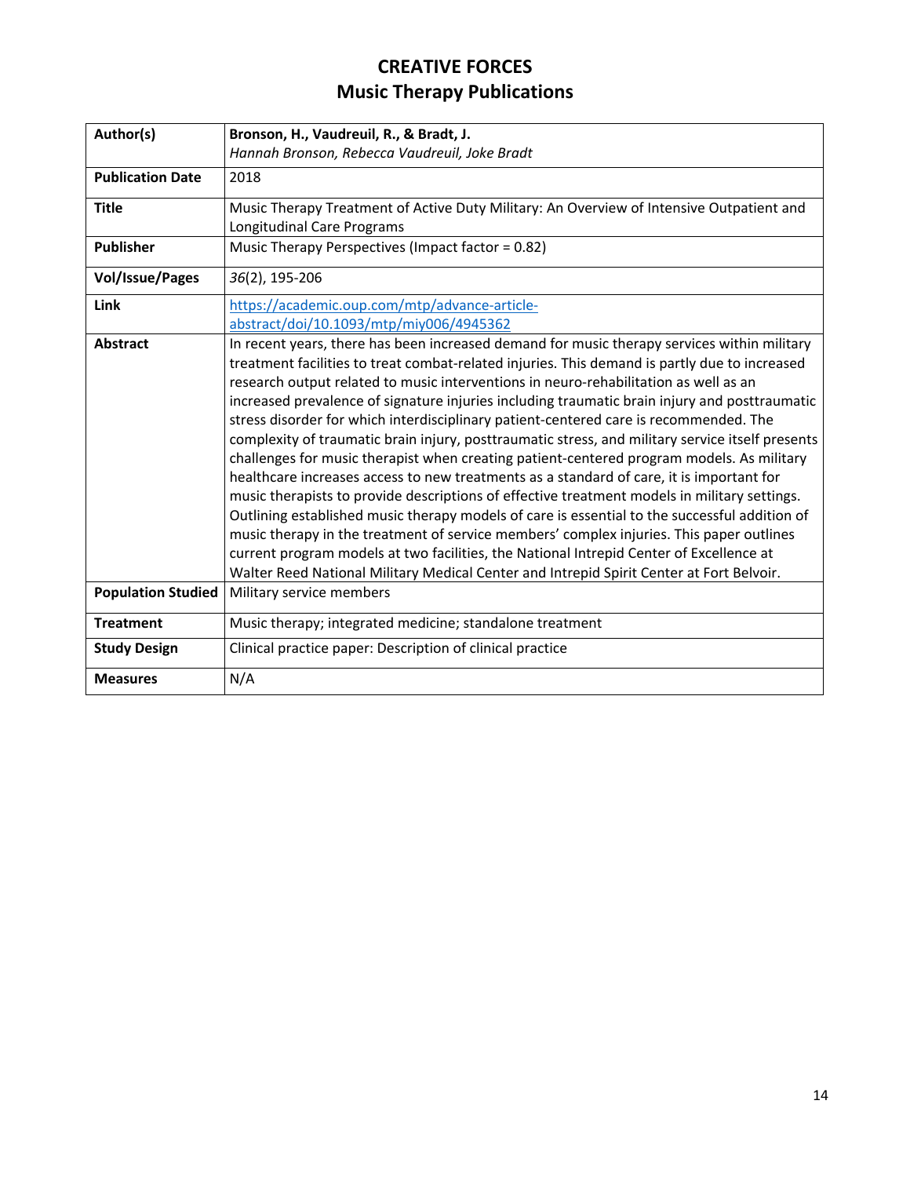# CREATIVE FORCES
## Music Therapy Publications

| | |
|---|---|
| **Author(s)** | **Bronson, H., Vaudreuil, R., & Bradt, J.**<br>*Hannah Bronson, Rebecca Vaudreuil, Joke Bradt* |
| **Publication Date** | 2018 |
| **Title** | Music Therapy Treatment of Active Duty Military: An Overview of Intensive Outpatient and Longitudinal Care Programs |
| **Publisher** | Music Therapy Perspectives (Impact factor = 0.82) |
| **Vol/Issue/Pages** | *36*(2), 195-206 |
| **Link** | https://academic.oup.com/mtp/advance-article-abstract/doi/10.1093/mtp/miy006/4945362 |
| **Abstract** | In recent years, there has been increased demand for music therapy services within military treatment facilities to treat combat-related injuries. This demand is partly due to increased research output related to music interventions in neuro-rehabilitation as well as an increased prevalence of signature injuries including traumatic brain injury and posttraumatic stress disorder for which interdisciplinary patient-centered care is recommended. The complexity of traumatic brain injury, posttraumatic stress, and military service itself presents challenges for music therapist when creating patient-centered program models. As military healthcare increases access to new treatments as a standard of care, it is important for music therapists to provide descriptions of effective treatment models in military settings. Outlining established music therapy models of care is essential to the successful addition of music therapy in the treatment of service members' complex injuries. This paper outlines current program models at two facilities, the National Intrepid Center of Excellence at Walter Reed National Military Medical Center and Intrepid Spirit Center at Fort Belvoir. |
| **Population Studied** | Military service members |
| **Treatment** | Music therapy; integrated medicine; standalone treatment |
| **Study Design** | Clinical practice paper: Description of clinical practice |
| **Measures** | N/A |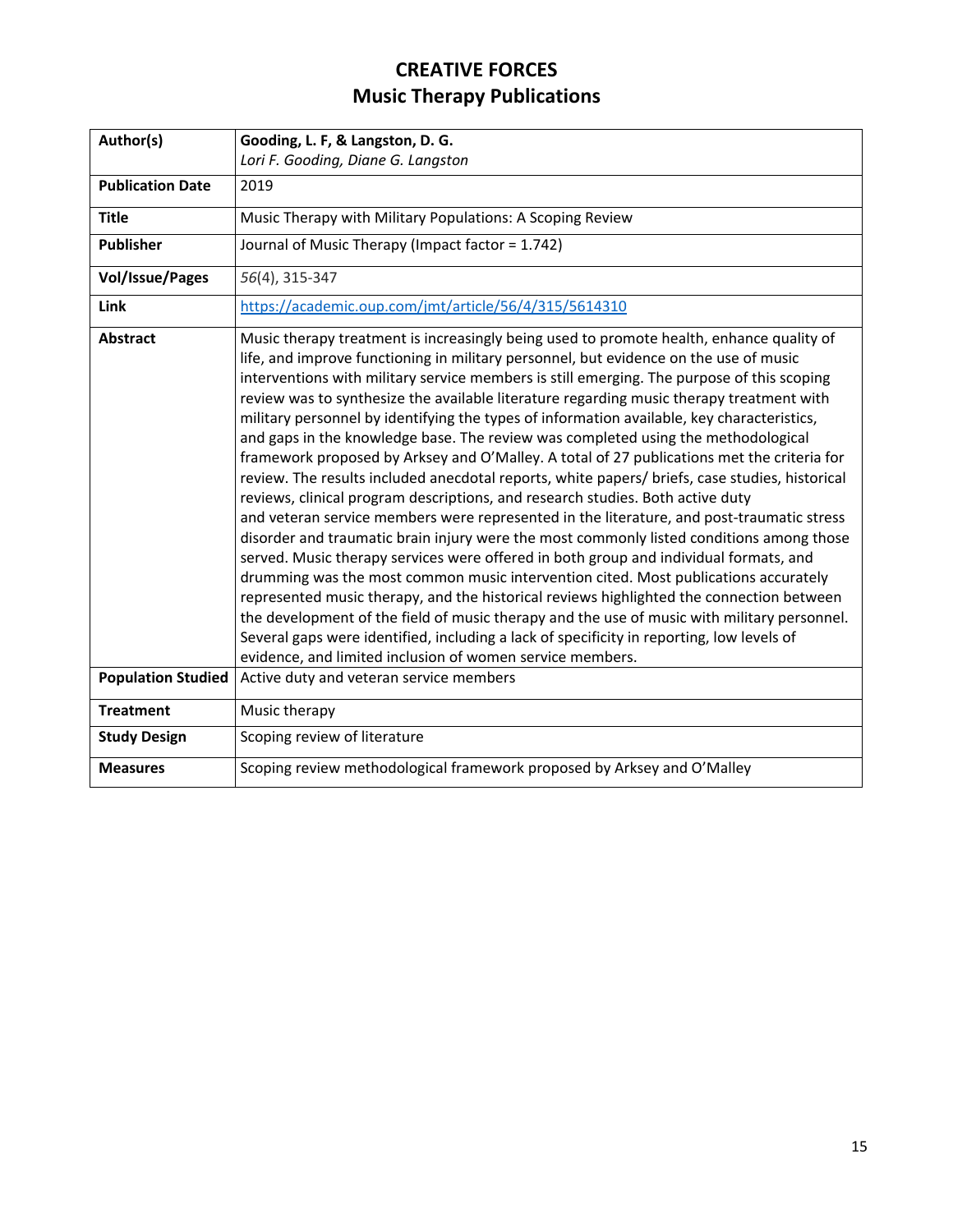# CREATIVE FORCES
## Music Therapy Publications

| Author(s) | **Gooding, L. F, & Langston, D. G.**<br>*Lori F. Gooding, Diane G. Langston* |
|---|---|
| **Publication Date** | 2019 |
| **Title** | Music Therapy with Military Populations: A Scoping Review |
| **Publisher** | Journal of Music Therapy (Impact factor = 1.742) |
| **Vol/Issue/Pages** | *56*(4), 315-347 |
| **Link** | https://academic.oup.com/jmt/article/56/4/315/5614310 |
| **Abstract** | Music therapy treatment is increasingly being used to promote health, enhance quality of life, and improve functioning in military personnel, but evidence on the use of music interventions with military service members is still emerging. The purpose of this scoping review was to synthesize the available literature regarding music therapy treatment with military personnel by identifying the types of information available, key characteristics, and gaps in the knowledge base. The review was completed using the methodological framework proposed by Arksey and O'Malley. A total of 27 publications met the criteria for review. The results included anecdotal reports, white papers/ briefs, case studies, historical reviews, clinical program descriptions, and research studies. Both active duty and veteran service members were represented in the literature, and post-traumatic stress disorder and traumatic brain injury were the most commonly listed conditions among those served. Music therapy services were offered in both group and individual formats, and drumming was the most common music intervention cited. Most publications accurately represented music therapy, and the historical reviews highlighted the connection between the development of the field of music therapy and the use of music with military personnel. Several gaps were identified, including a lack of specificity in reporting, low levels of evidence, and limited inclusion of women service members. |
| **Population Studied** | Active duty and veteran service members |
| **Treatment** | Music therapy |
| **Study Design** | Scoping review of literature |
| **Measures** | Scoping review methodological framework proposed by Arksey and O'Malley |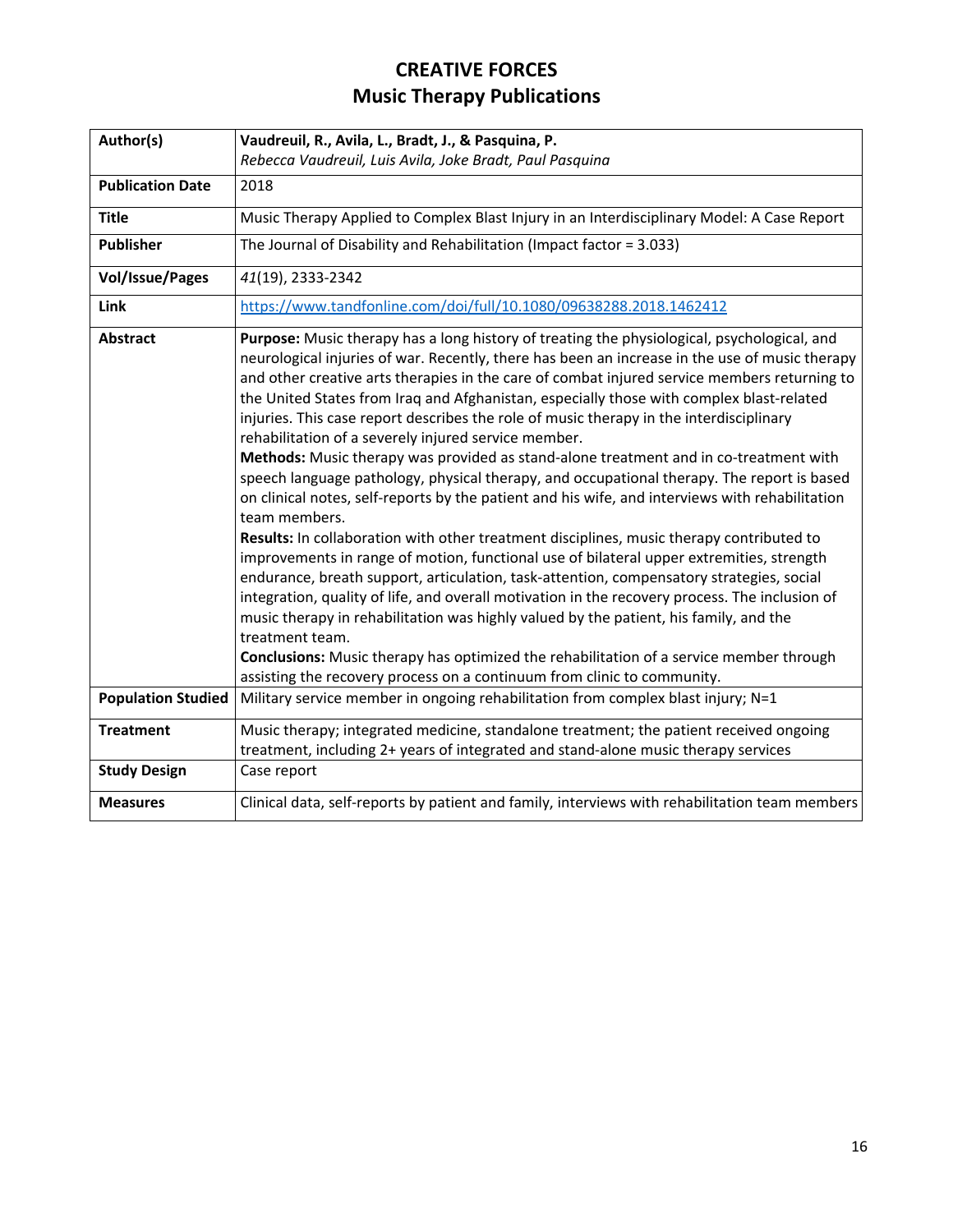# CREATIVE FORCES
## Music Therapy Publications

| Author(s) | **Vaudreuil, R., Avila, L., Bradt, J., & Pasquina, P.**<br>*Rebecca Vaudreuil, Luis Avila, Joke Bradt, Paul Pasquina* |
|---|---|
| **Publication Date** | 2018 |
| **Title** | Music Therapy Applied to Complex Blast Injury in an Interdisciplinary Model: A Case Report |
| **Publisher** | The Journal of Disability and Rehabilitation (Impact factor = 3.033) |
| **Vol/Issue/Pages** | *41*(19), 2333-2342 |
| **Link** | https://www.tandfonline.com/doi/full/10.1080/09638288.2018.1462412 |
| **Abstract** | **Purpose:** Music therapy has a long history of treating the physiological, psychological, and neurological injuries of war. Recently, there has been an increase in the use of music therapy and other creative arts therapies in the care of combat injured service members returning to the United States from Iraq and Afghanistan, especially those with complex blast-related injuries. This case report describes the role of music therapy in the interdisciplinary rehabilitation of a severely injured service member.<br>**Methods:** Music therapy was provided as stand-alone treatment and in co-treatment with speech language pathology, physical therapy, and occupational therapy. The report is based on clinical notes, self-reports by the patient and his wife, and interviews with rehabilitation team members.<br>**Results:** In collaboration with other treatment disciplines, music therapy contributed to improvements in range of motion, functional use of bilateral upper extremities, strength endurance, breath support, articulation, task-attention, compensatory strategies, social integration, quality of life, and overall motivation in the recovery process. The inclusion of music therapy in rehabilitation was highly valued by the patient, his family, and the treatment team.<br>**Conclusions:** Music therapy has optimized the rehabilitation of a service member through assisting the recovery process on a continuum from clinic to community. |
| **Population Studied** | Military service member in ongoing rehabilitation from complex blast injury; N=1 |
| **Treatment** | Music therapy; integrated medicine, standalone treatment; the patient received ongoing treatment, including 2+ years of integrated and stand-alone music therapy services |
| **Study Design** | Case report |
| **Measures** | Clinical data, self-reports by patient and family, interviews with rehabilitation team members |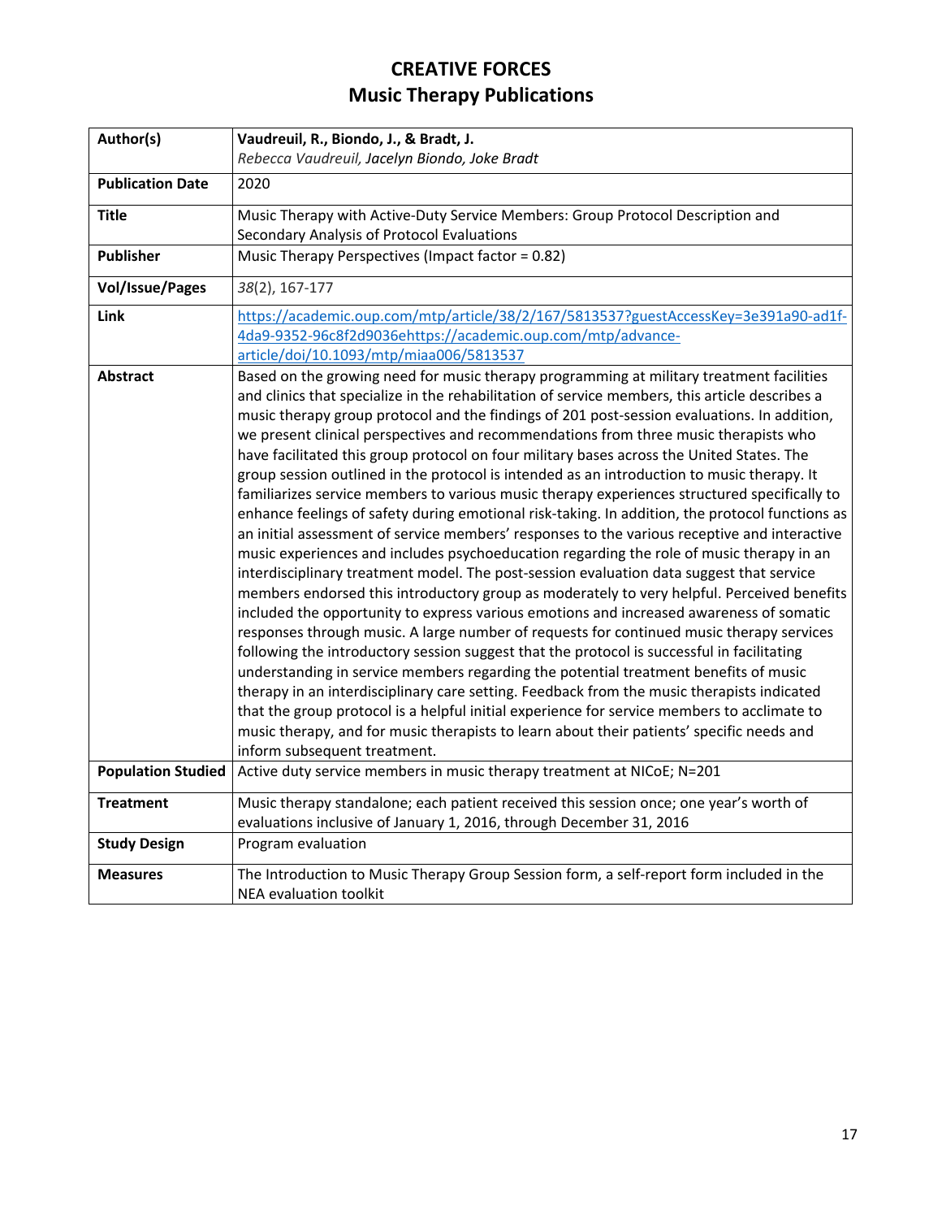# CREATIVE FORCES
## Music Therapy Publications

| Author(s) | **Vaudreuil, R., Biondo, J., & Bradt, J.**<br>*Rebecca Vaudreuil, Jacelyn Biondo, Joke Bradt* |
|---|---|
| **Publication Date** | 2020 |
| **Title** | Music Therapy with Active-Duty Service Members: Group Protocol Description and Secondary Analysis of Protocol Evaluations |
| **Publisher** | Music Therapy Perspectives (Impact factor = 0.82) |
| **Vol/Issue/Pages** | *38*(2), 167-177 |
| **Link** | https://academic.oup.com/mtp/article/38/2/167/5813537?guestAccessKey=3e391a90-ad1f-4da9-9352-96c8f2d9036ehttps://academic.oup.com/mtp/advance-article/doi/10.1093/mtp/miaa006/5813537 |
| **Abstract** | Based on the growing need for music therapy programming at military treatment facilities and clinics that specialize in the rehabilitation of service members, this article describes a music therapy group protocol and the findings of 201 post-session evaluations. In addition, we present clinical perspectives and recommendations from three music therapists who have facilitated this group protocol on four military bases across the United States. The group session outlined in the protocol is intended as an introduction to music therapy. It familiarizes service members to various music therapy experiences structured specifically to enhance feelings of safety during emotional risk-taking. In addition, the protocol functions as an initial assessment of service members' responses to the various receptive and interactive music experiences and includes psychoeducation regarding the role of music therapy in an interdisciplinary treatment model. The post-session evaluation data suggest that service members endorsed this introductory group as moderately to very helpful. Perceived benefits included the opportunity to express various emotions and increased awareness of somatic responses through music. A large number of requests for continued music therapy services following the introductory session suggest that the protocol is successful in facilitating understanding in service members regarding the potential treatment benefits of music therapy in an interdisciplinary care setting. Feedback from the music therapists indicated that the group protocol is a helpful initial experience for service members to acclimate to music therapy, and for music therapists to learn about their patients' specific needs and inform subsequent treatment. |
| **Population Studied** | Active duty service members in music therapy treatment at NICoE; N=201 |
| **Treatment** | Music therapy standalone; each patient received this session once; one year's worth of evaluations inclusive of January 1, 2016, through December 31, 2016 |
| **Study Design** | Program evaluation |
| **Measures** | The Introduction to Music Therapy Group Session form, a self-report form included in the NEA evaluation toolkit |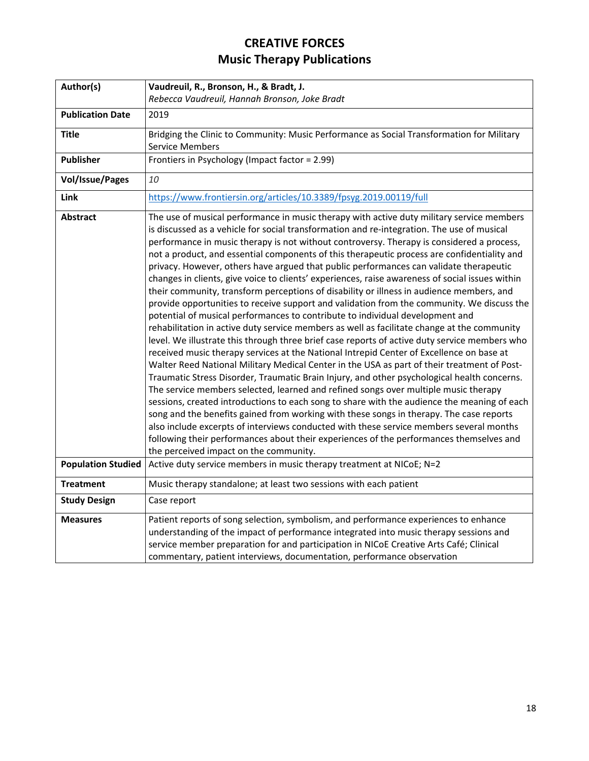# CREATIVE FORCES
## Music Therapy Publications

| Author(s) | **Vaudreuil, R., Bronson, H., & Bradt, J.**<br>*Rebecca Vaudreuil, Hannah Bronson, Joke Bradt* |
|---|---|
| **Publication Date** | 2019 |
| **Title** | Bridging the Clinic to Community: Music Performance as Social Transformation for Military Service Members |
| **Publisher** | Frontiers in Psychology (Impact factor = 2.99) |
| **Vol/Issue/Pages** | *10* |
| **Link** | https://www.frontiersin.org/articles/10.3389/fpsyg.2019.00119/full |
| **Abstract** | The use of musical performance in music therapy with active duty military service members is discussed as a vehicle for social transformation and re-integration. The use of musical performance in music therapy is not without controversy. Therapy is considered a process, not a product, and essential components of this therapeutic process are confidentiality and privacy. However, others have argued that public performances can validate therapeutic changes in clients, give voice to clients' experiences, raise awareness of social issues within their community, transform perceptions of disability or illness in audience members, and provide opportunities to receive support and validation from the community. We discuss the potential of musical performances to contribute to individual development and rehabilitation in active duty service members as well as facilitate change at the community level. We illustrate this through three brief case reports of active duty service members who received music therapy services at the National Intrepid Center of Excellence on base at Walter Reed National Military Medical Center in the USA as part of their treatment of Post-Traumatic Stress Disorder, Traumatic Brain Injury, and other psychological health concerns. The service members selected, learned and refined songs over multiple music therapy sessions, created introductions to each song to share with the audience the meaning of each song and the benefits gained from working with these songs in therapy. The case reports also include excerpts of interviews conducted with these service members several months following their performances about their experiences of the performances themselves and the perceived impact on the community. |
| **Population Studied** | Active duty service members in music therapy treatment at NICoE; N=2 |
| **Treatment** | Music therapy standalone; at least two sessions with each patient |
| **Study Design** | Case report |
| **Measures** | Patient reports of song selection, symbolism, and performance experiences to enhance understanding of the impact of performance integrated into music therapy sessions and service member preparation for and participation in NICoE Creative Arts Café; Clinical commentary, patient interviews, documentation, performance observation |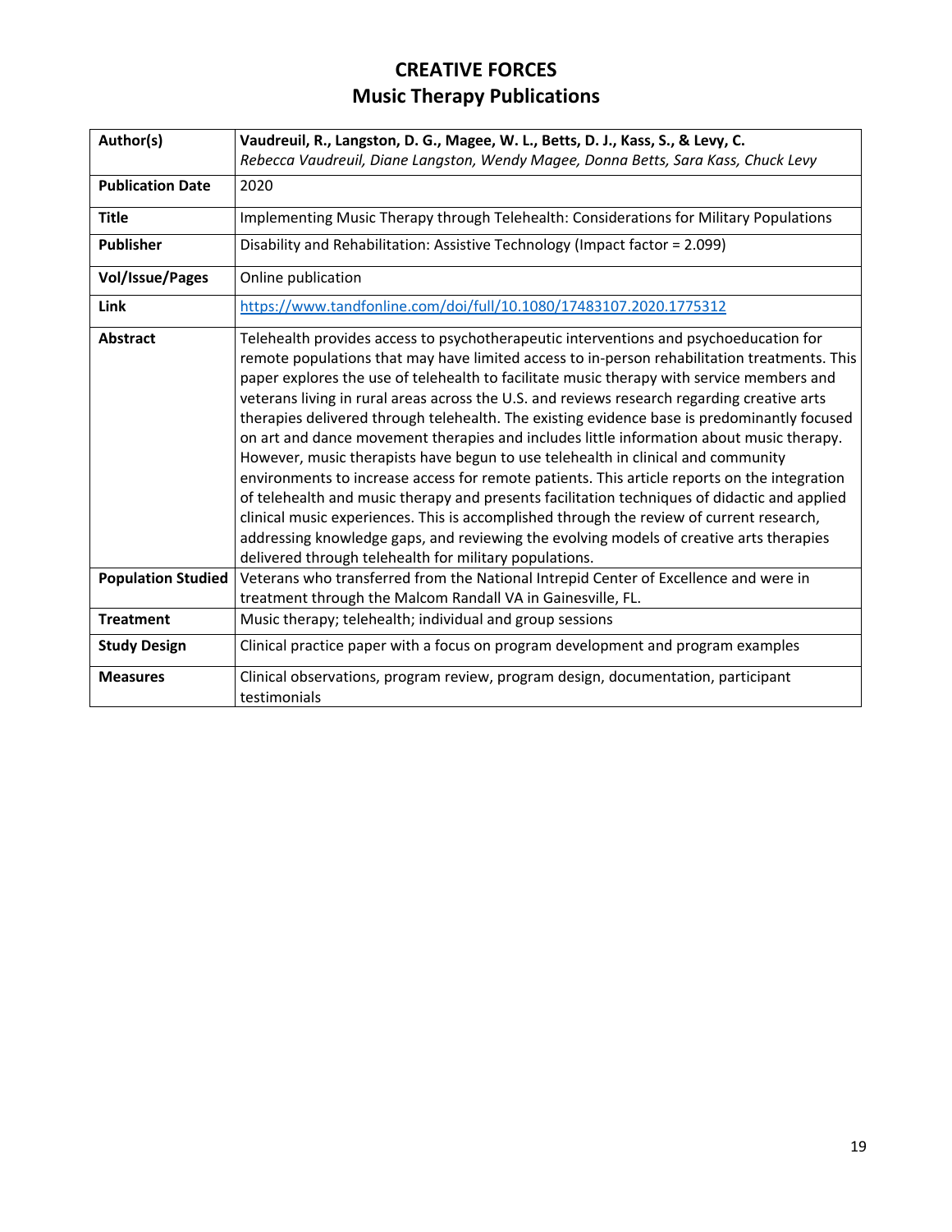# CREATIVE FORCES
## Music Therapy Publications

| Author(s) | **Vaudreuil, R., Langston, D. G., Magee, W. L., Betts, D. J., Kass, S., & Levy, C.**<br>*Rebecca Vaudreuil, Diane Langston, Wendy Magee, Donna Betts, Sara Kass, Chuck Levy* |
|---|---|
| **Publication Date** | 2020 |
| **Title** | Implementing Music Therapy through Telehealth: Considerations for Military Populations |
| **Publisher** | Disability and Rehabilitation: Assistive Technology (Impact factor = 2.099) |
| **Vol/Issue/Pages** | Online publication |
| **Link** | https://www.tandfonline.com/doi/full/10.1080/17483107.2020.1775312 |
| **Abstract** | Telehealth provides access to psychotherapeutic interventions and psychoeducation for remote populations that may have limited access to in-person rehabilitation treatments. This paper explores the use of telehealth to facilitate music therapy with service members and veterans living in rural areas across the U.S. and reviews research regarding creative arts therapies delivered through telehealth. The existing evidence base is predominantly focused on art and dance movement therapies and includes little information about music therapy. However, music therapists have begun to use telehealth in clinical and community environments to increase access for remote patients. This article reports on the integration of telehealth and music therapy and presents facilitation techniques of didactic and applied clinical music experiences. This is accomplished through the review of current research, addressing knowledge gaps, and reviewing the evolving models of creative arts therapies delivered through telehealth for military populations. |
| **Population Studied** | Veterans who transferred from the National Intrepid Center of Excellence and were in treatment through the Malcom Randall VA in Gainesville, FL. |
| **Treatment** | Music therapy; telehealth; individual and group sessions |
| **Study Design** | Clinical practice paper with a focus on program development and program examples |
| **Measures** | Clinical observations, program review, program design, documentation, participant testimonials |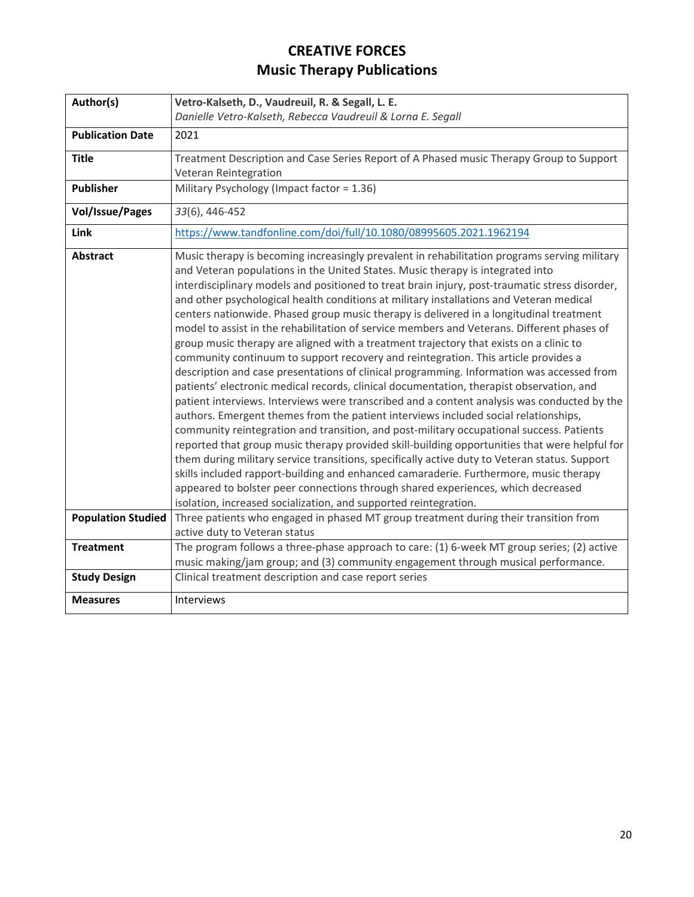# CREATIVE FORCES
## Music Therapy Publications

| Author(s) | **Vetro-Kalseth, D., Vaudreuil, R. & Segall, L. E.**<br>*Danielle Vetro-Kalseth, Rebecca Vaudreuil & Lorna E. Segall* |
|---|---|
| **Publication Date** | 2021 |
| **Title** | Treatment Description and Case Series Report of A Phased music Therapy Group to Support Veteran Reintegration |
| **Publisher** | Military Psychology (Impact factor = 1.36) |
| **Vol/Issue/Pages** | *33*(6), 446-452 |
| **Link** | https://www.tandfonline.com/doi/full/10.1080/08995605.2021.1962194 |
| **Abstract** | Music therapy is becoming increasingly prevalent in rehabilitation programs serving military and Veteran populations in the United States. Music therapy is integrated into interdisciplinary models and positioned to treat brain injury, post-traumatic stress disorder, and other psychological health conditions at military installations and Veteran medical centers nationwide. Phased group music therapy is delivered in a longitudinal treatment model to assist in the rehabilitation of service members and Veterans. Different phases of group music therapy are aligned with a treatment trajectory that exists on a clinic to community continuum to support recovery and reintegration. This article provides a description and case presentations of clinical programming. Information was accessed from patients' electronic medical records, clinical documentation, therapist observation, and patient interviews. Interviews were transcribed and a content analysis was conducted by the authors. Emergent themes from the patient interviews included social relationships, community reintegration and transition, and post-military occupational success. Patients reported that group music therapy provided skill-building opportunities that were helpful for them during military service transitions, specifically active duty to Veteran status. Support skills included rapport-building and enhanced camaraderie. Furthermore, music therapy appeared to bolster peer connections through shared experiences, which decreased isolation, increased socialization, and supported reintegration. |
| **Population Studied** | Three patients who engaged in phased MT group treatment during their transition from active duty to Veteran status |
| **Treatment** | The program follows a three-phase approach to care: (1) 6-week MT group series; (2) active music making/jam group; and (3) community engagement through musical performance. |
| **Study Design** | Clinical treatment description and case report series |
| **Measures** | Interviews |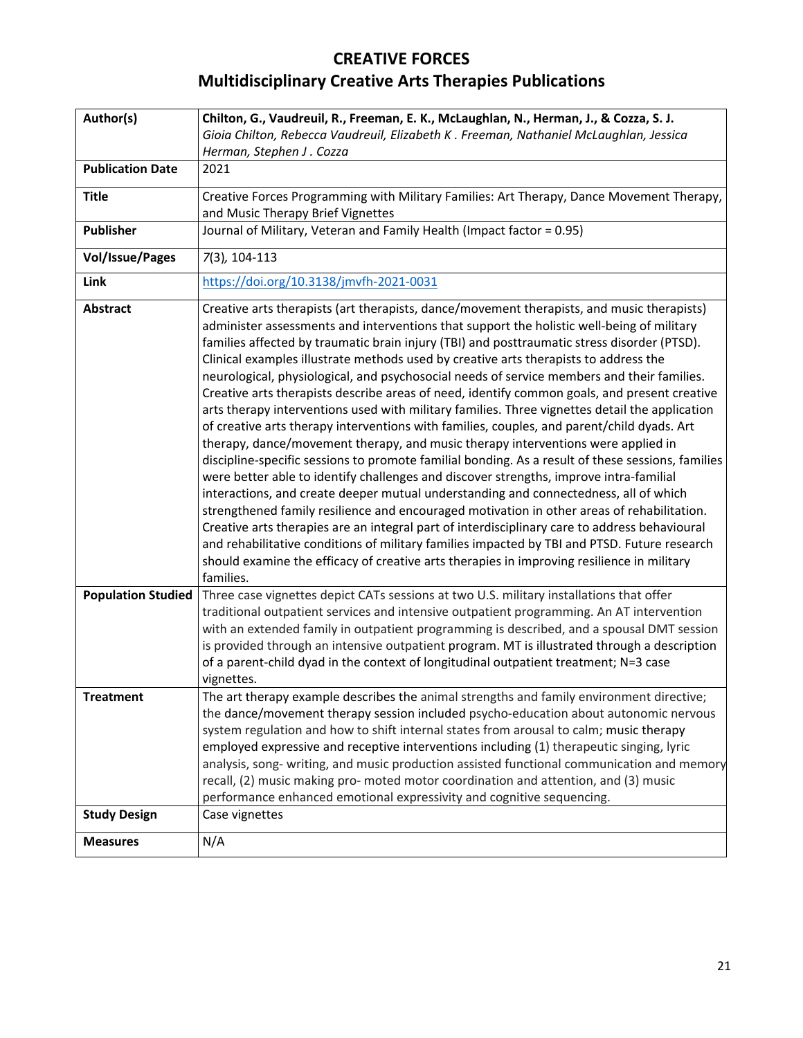# CREATIVE FORCES
## Multidisciplinary Creative Arts Therapies Publications

| | |
|---|---|
| **Author(s)** | **Chilton, G., Vaudreuil, R., Freeman, E. K., McLaughlan, N., Herman, J., & Cozza, S. J.** *Gioia Chilton, Rebecca Vaudreuil, Elizabeth K . Freeman, Nathaniel McLaughlan, Jessica Herman, Stephen J . Cozza* |
| **Publication Date** | 2021 |
| **Title** | Creative Forces Programming with Military Families: Art Therapy, Dance Movement Therapy, and Music Therapy Brief Vignettes |
| **Publisher** | Journal of Military, Veteran and Family Health (Impact factor = 0.95) |
| **Vol/Issue/Pages** | *7*(3)*,* 104-113 |
| **Link** | https://doi.org/10.3138/jmvfh-2021-0031 |
| **Abstract** | Creative arts therapists (art therapists, dance/movement therapists, and music therapists) administer assessments and interventions that support the holistic well-being of military families affected by traumatic brain injury (TBI) and posttraumatic stress disorder (PTSD). Clinical examples illustrate methods used by creative arts therapists to address the neurological, physiological, and psychosocial needs of service members and their families. Creative arts therapists describe areas of need, identify common goals, and present creative arts therapy interventions used with military families. Three vignettes detail the application of creative arts therapy interventions with families, couples, and parent/child dyads. Art therapy, dance/movement therapy, and music therapy interventions were applied in discipline-specific sessions to promote familial bonding. As a result of these sessions, families were better able to identify challenges and discover strengths, improve intra-familial interactions, and create deeper mutual understanding and connectedness, all of which strengthened family resilience and encouraged motivation in other areas of rehabilitation. Creative arts therapies are an integral part of interdisciplinary care to address behavioural and rehabilitative conditions of military families impacted by TBI and PTSD. Future research should examine the efficacy of creative arts therapies in improving resilience in military families. |
| **Population Studied** | Three case vignettes depict CATs sessions at two U.S. military installations that offer traditional outpatient services and intensive outpatient programming. An AT intervention with an extended family in outpatient programming is described, and a spousal DMT session is provided through an intensive outpatient program. MT is illustrated through a description of a parent-child dyad in the context of longitudinal outpatient treatment; N=3 case vignettes. |
| **Treatment** | The art therapy example describes the animal strengths and family environment directive; the dance/movement therapy session included psycho-education about autonomic nervous system regulation and how to shift internal states from arousal to calm; music therapy employed expressive and receptive interventions including (1) therapeutic singing, lyric analysis, song- writing, and music production assisted functional communication and memory recall, (2) music making pro- moted motor coordination and attention, and (3) music performance enhanced emotional expressivity and cognitive sequencing. |
| **Study Design** | Case vignettes |
| **Measures** | N/A |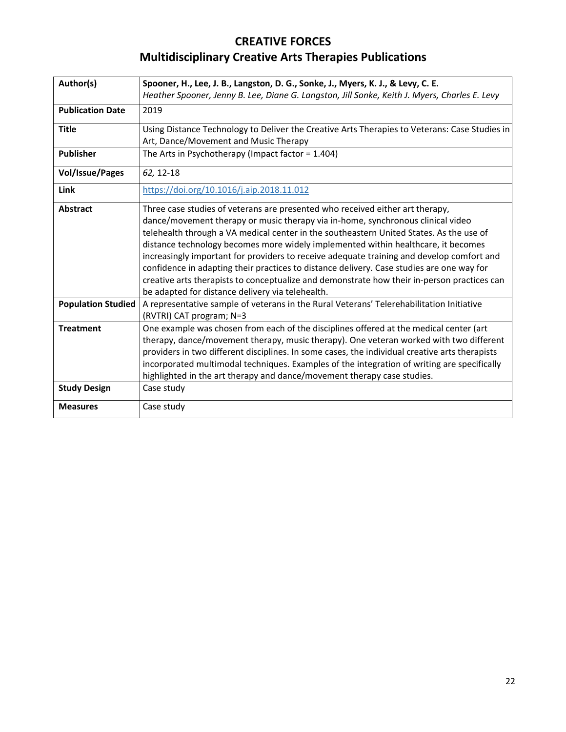# CREATIVE FORCES
## Multidisciplinary Creative Arts Therapies Publications

| | |
|---|---|
| **Author(s)** | **Spooner, H., Lee, J. B., Langston, D. G., Sonke, J., Myers, K. J., & Levy, C. E.**<br>*Heather Spooner, Jenny B. Lee, Diane G. Langston, Jill Sonke, Keith J. Myers, Charles E. Levy* |
| **Publication Date** | 2019 |
| **Title** | Using Distance Technology to Deliver the Creative Arts Therapies to Veterans: Case Studies in Art, Dance/Movement and Music Therapy |
| **Publisher** | The Arts in Psychotherapy (Impact factor = 1.404) |
| **Vol/Issue/Pages** | *62,* 12-18 |
| **Link** | https://doi.org/10.1016/j.aip.2018.11.012 |
| **Abstract** | Three case studies of veterans are presented who received either art therapy, dance/movement therapy or music therapy via in-home, synchronous clinical video telehealth through a VA medical center in the southeastern United States. As the use of distance technology becomes more widely implemented within healthcare, it becomes increasingly important for providers to receive adequate training and develop comfort and confidence in adapting their practices to distance delivery. Case studies are one way for creative arts therapists to conceptualize and demonstrate how their in-person practices can be adapted for distance delivery via telehealth. |
| **Population Studied** | A representative sample of veterans in the Rural Veterans' Telerehabilitation Initiative (RVTRI) CAT program; N=3 |
| **Treatment** | One example was chosen from each of the disciplines offered at the medical center (art therapy, dance/movement therapy, music therapy). One veteran worked with two different providers in two different disciplines. In some cases, the individual creative arts therapists incorporated multimodal techniques. Examples of the integration of writing are specifically highlighted in the art therapy and dance/movement therapy case studies. |
| **Study Design** | Case study |
| **Measures** | Case study |